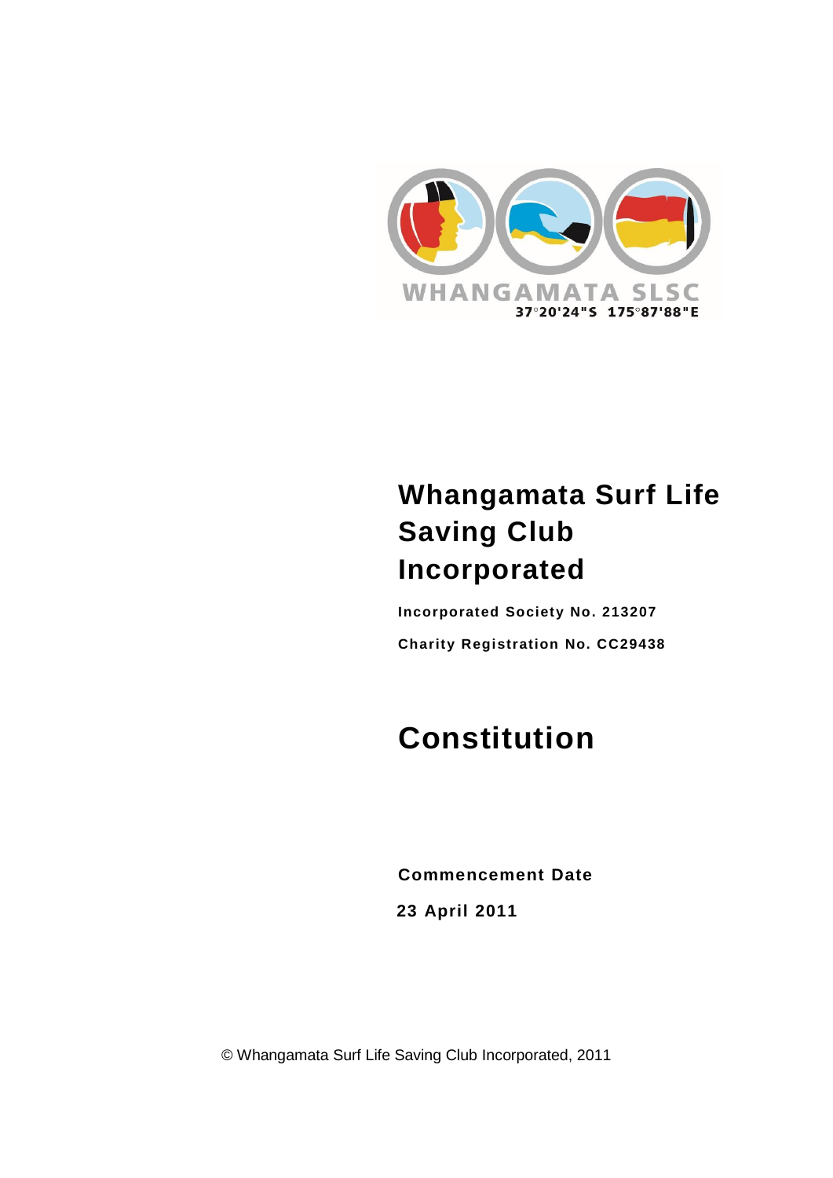WHANGAMATA SLSC
37°20'24"S 175°87'88"E

# Whangamata Surf Life Saving Club Incorporated

**Incorporated Society No. 213207**

**Charity Registration No. CC29438**

# Constitution

**Commencement Date**

**23 April 2011**

© Whangamata Surf Life Saving Club Incorporated, 2011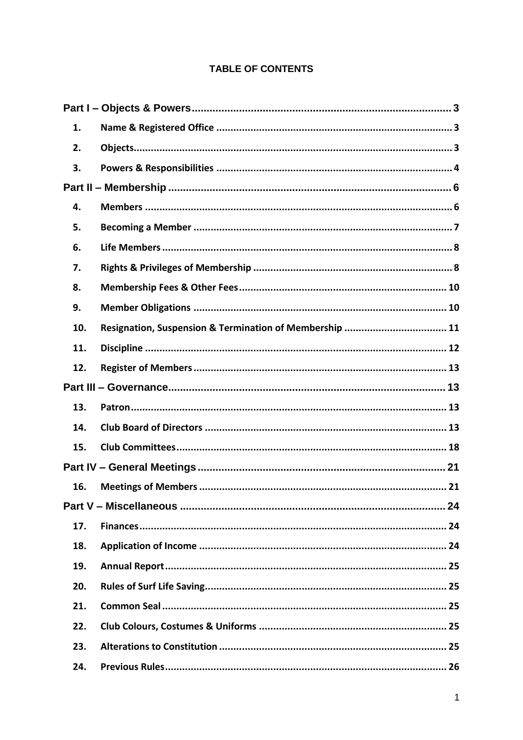# TABLE OF CONTENTS

**Part I – Objects & Powers** ........................................................................................ 3

1. **Name & Registered Office** ................................................................................ 3
2. **Objects** ............................................................................................................... 3
3. **Powers & Responsibilities** ................................................................................ 4

**Part II – Membership** ................................................................................................ 6

4. **Members** ............................................................................................................. 6
5. **Becoming a Member** .......................................................................................... 7
6. **Life Members** ..................................................................................................... 8
7. **Rights & Privileges of Membership** ................................................................ 8
8. **Membership Fees & Other Fees** ...................................................................... 10
9. **Member Obligations** ........................................................................................ 10
10. **Resignation, Suspension & Termination of Membership** .............................. 11
11. **Discipline** ......................................................................................................... 12
12. **Register of Members** ....................................................................................... 13

**Part III – Governance** ............................................................................................... 13

13. **Patron** ............................................................................................................... 13
14. **Club Board of Directors** .................................................................................. 13
15. **Club Committees** ............................................................................................. 18

**Part IV – General Meetings** ..................................................................................... 21

16. **Meetings of Members** ...................................................................................... 21

**Part V – Miscellaneous** ............................................................................................ 24

17. **Finances** ........................................................................................................... 24
18. **Application of Income** ..................................................................................... 24
19. **Annual Report** .................................................................................................. 25
20. **Rules of Surf Life Saving** ................................................................................. 25
21. **Common Seal** ................................................................................................... 25
22. **Club Colours, Costumes & Uniforms** ............................................................. 25
23. **Alterations to Constitution** .............................................................................. 25
24. **Previous Rules** ................................................................................................. 26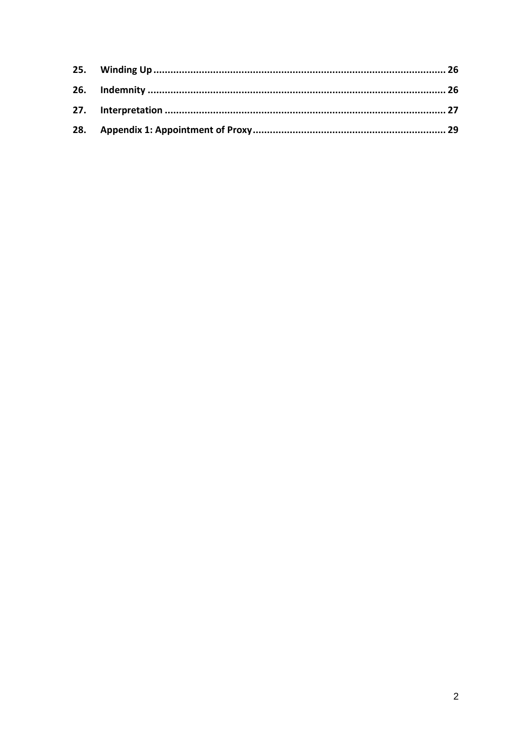**25. Winding Up** ........................................................................................................ **26**

**26. Indemnity** ........................................................................................................... **26**

**27. Interpretation** .................................................................................................... **27**

**28. Appendix 1: Appointment of Proxy** .................................................................... **29**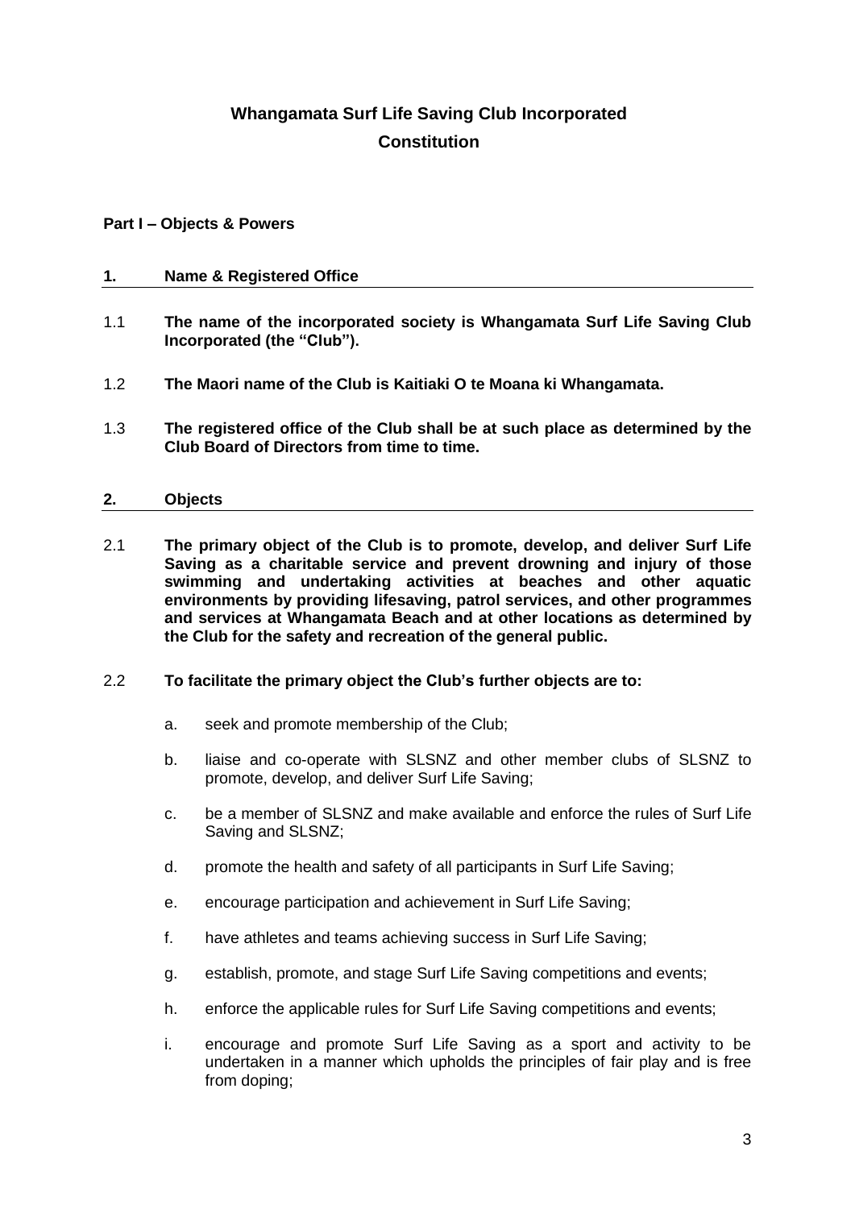# Whangamata Surf Life Saving Club Incorporated
# Constitution

## Part I – Objects & Powers

### 1. Name & Registered Office

1.1 **The name of the incorporated society is Whangamata Surf Life Saving Club Incorporated (the "Club").**

1.2 **The Maori name of the Club is Kaitiaki O te Moana ki Whangamata.**

1.3 **The registered office of the Club shall be at such place as determined by the Club Board of Directors from time to time.**

### 2. Objects

2.1 **The primary object of the Club is to promote, develop, and deliver Surf Life Saving as a charitable service and prevent drowning and injury of those swimming and undertaking activities at beaches and other aquatic environments by providing lifesaving, patrol services, and other programmes and services at Whangamata Beach and at other locations as determined by the Club for the safety and recreation of the general public.**

2.2 **To facilitate the primary object the Club's further objects are to:**

a. seek and promote membership of the Club;

b. liaise and co-operate with SLSNZ and other member clubs of SLSNZ to promote, develop, and deliver Surf Life Saving;

c. be a member of SLSNZ and make available and enforce the rules of Surf Life Saving and SLSNZ;

d. promote the health and safety of all participants in Surf Life Saving;

e. encourage participation and achievement in Surf Life Saving;

f. have athletes and teams achieving success in Surf Life Saving;

g. establish, promote, and stage Surf Life Saving competitions and events;

h. enforce the applicable rules for Surf Life Saving competitions and events;

i. encourage and promote Surf Life Saving as a sport and activity to be undertaken in a manner which upholds the principles of fair play and is free from doping;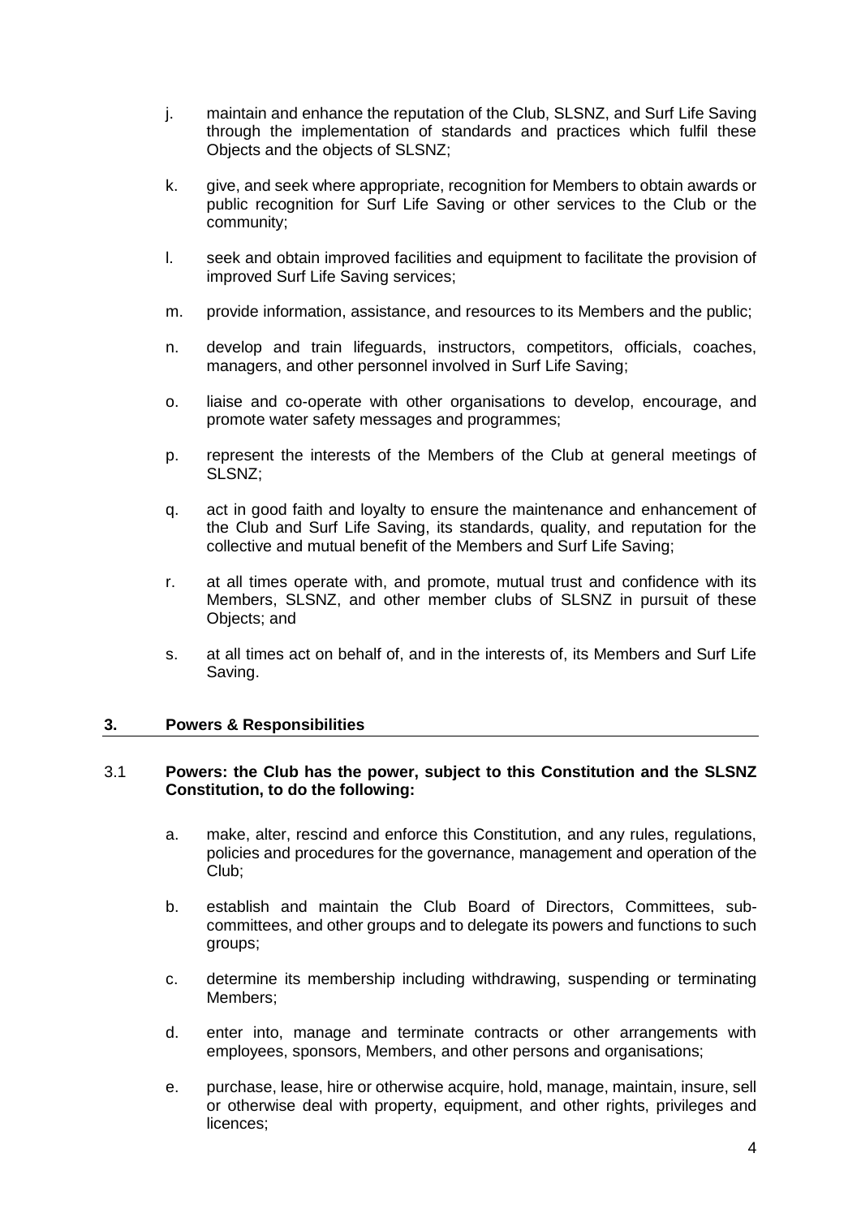j. maintain and enhance the reputation of the Club, SLSNZ, and Surf Life Saving through the implementation of standards and practices which fulfil these Objects and the objects of SLSNZ;

k. give, and seek where appropriate, recognition for Members to obtain awards or public recognition for Surf Life Saving or other services to the Club or the community;

l. seek and obtain improved facilities and equipment to facilitate the provision of improved Surf Life Saving services;

m. provide information, assistance, and resources to its Members and the public;

n. develop and train lifeguards, instructors, competitors, officials, coaches, managers, and other personnel involved in Surf Life Saving;

o. liaise and co-operate with other organisations to develop, encourage, and promote water safety messages and programmes;

p. represent the interests of the Members of the Club at general meetings of SLSNZ;

q. act in good faith and loyalty to ensure the maintenance and enhancement of the Club and Surf Life Saving, its standards, quality, and reputation for the collective and mutual benefit of the Members and Surf Life Saving;

r. at all times operate with, and promote, mutual trust and confidence with its Members, SLSNZ, and other member clubs of SLSNZ in pursuit of these Objects; and

s. at all times act on behalf of, and in the interests of, its Members and Surf Life Saving.

## 3. Powers & Responsibilities

3.1 **Powers: the Club has the power, subject to this Constitution and the SLSNZ Constitution, to do the following:**

a. make, alter, rescind and enforce this Constitution, and any rules, regulations, policies and procedures for the governance, management and operation of the Club;

b. establish and maintain the Club Board of Directors, Committees, sub-committees, and other groups and to delegate its powers and functions to such groups;

c. determine its membership including withdrawing, suspending or terminating Members;

d. enter into, manage and terminate contracts or other arrangements with employees, sponsors, Members, and other persons and organisations;

e. purchase, lease, hire or otherwise acquire, hold, manage, maintain, insure, sell or otherwise deal with property, equipment, and other rights, privileges and licences;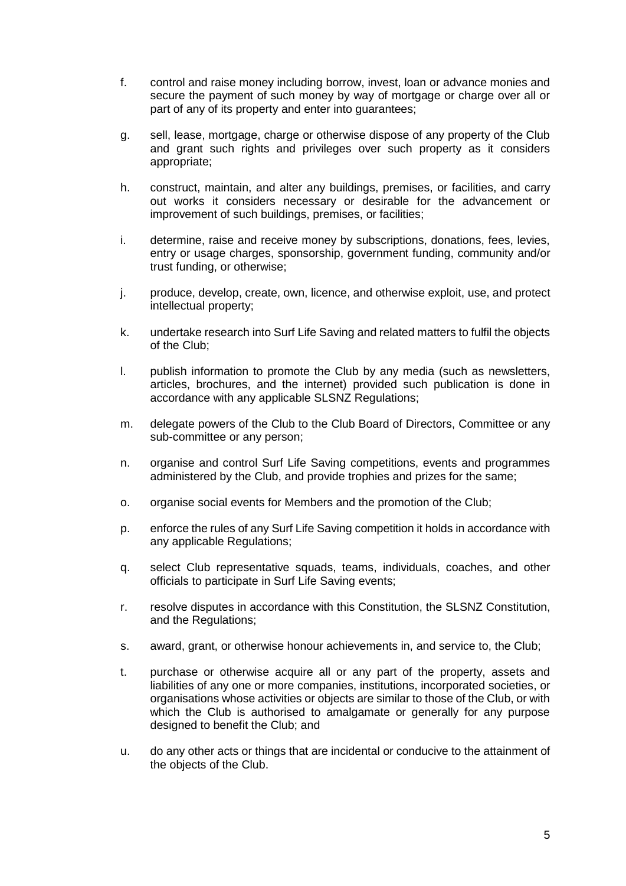f. control and raise money including borrow, invest, loan or advance monies and secure the payment of such money by way of mortgage or charge over all or part of any of its property and enter into guarantees;

g. sell, lease, mortgage, charge or otherwise dispose of any property of the Club and grant such rights and privileges over such property as it considers appropriate;

h. construct, maintain, and alter any buildings, premises, or facilities, and carry out works it considers necessary or desirable for the advancement or improvement of such buildings, premises, or facilities;

i. determine, raise and receive money by subscriptions, donations, fees, levies, entry or usage charges, sponsorship, government funding, community and/or trust funding, or otherwise;

j. produce, develop, create, own, licence, and otherwise exploit, use, and protect intellectual property;

k. undertake research into Surf Life Saving and related matters to fulfil the objects of the Club;

l. publish information to promote the Club by any media (such as newsletters, articles, brochures, and the internet) provided such publication is done in accordance with any applicable SLSNZ Regulations;

m. delegate powers of the Club to the Club Board of Directors, Committee or any sub-committee or any person;

n. organise and control Surf Life Saving competitions, events and programmes administered by the Club, and provide trophies and prizes for the same;

o. organise social events for Members and the promotion of the Club;

p. enforce the rules of any Surf Life Saving competition it holds in accordance with any applicable Regulations;

q. select Club representative squads, teams, individuals, coaches, and other officials to participate in Surf Life Saving events;

r. resolve disputes in accordance with this Constitution, the SLSNZ Constitution, and the Regulations;

s. award, grant, or otherwise honour achievements in, and service to, the Club;

t. purchase or otherwise acquire all or any part of the property, assets and liabilities of any one or more companies, institutions, incorporated societies, or organisations whose activities or objects are similar to those of the Club, or with which the Club is authorised to amalgamate or generally for any purpose designed to benefit the Club; and

u. do any other acts or things that are incidental or conducive to the attainment of the objects of the Club.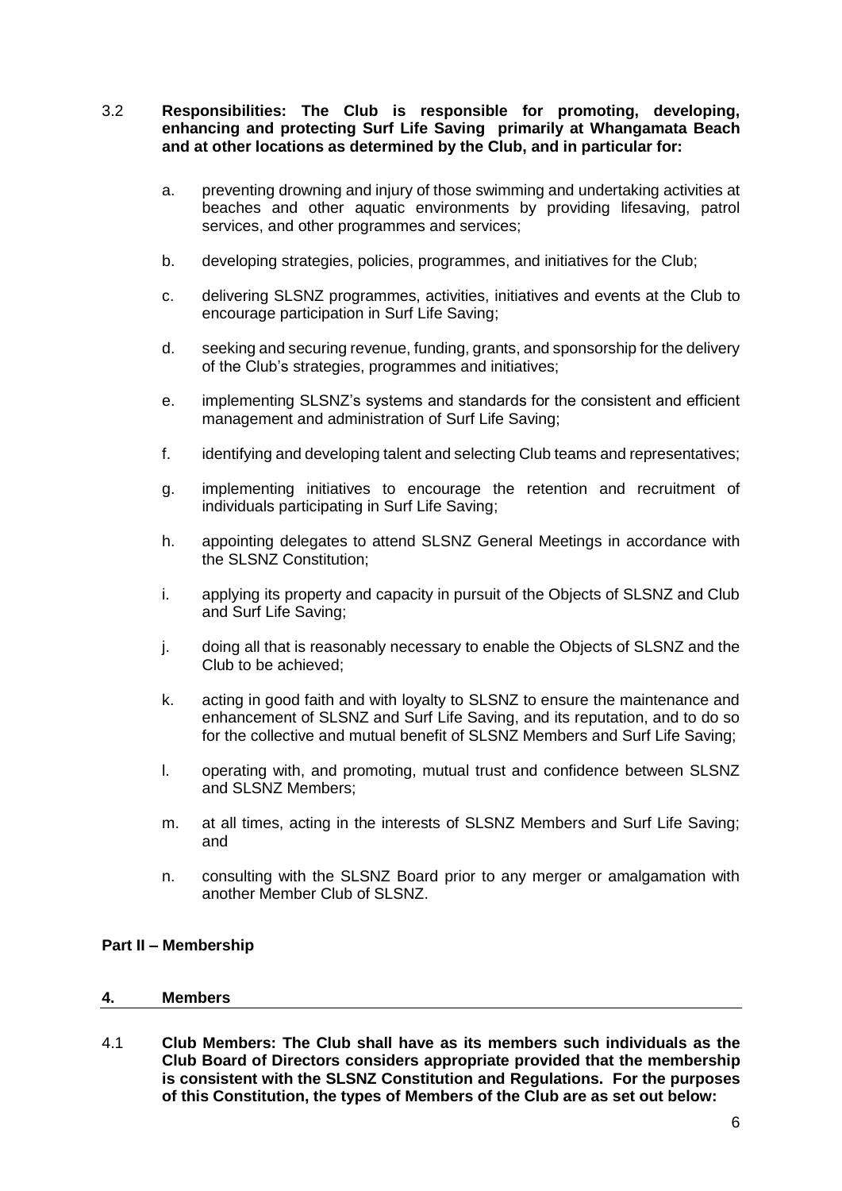3.2 **Responsibilities: The Club is responsible for promoting, developing, enhancing and protecting Surf Life Saving primarily at Whangamata Beach and at other locations as determined by the Club, and in particular for:**

a. preventing drowning and injury of those swimming and undertaking activities at beaches and other aquatic environments by providing lifesaving, patrol services, and other programmes and services;

b. developing strategies, policies, programmes, and initiatives for the Club;

c. delivering SLSNZ programmes, activities, initiatives and events at the Club to encourage participation in Surf Life Saving;

d. seeking and securing revenue, funding, grants, and sponsorship for the delivery of the Club's strategies, programmes and initiatives;

e. implementing SLSNZ's systems and standards for the consistent and efficient management and administration of Surf Life Saving;

f. identifying and developing talent and selecting Club teams and representatives;

g. implementing initiatives to encourage the retention and recruitment of individuals participating in Surf Life Saving;

h. appointing delegates to attend SLSNZ General Meetings in accordance with the SLSNZ Constitution;

i. applying its property and capacity in pursuit of the Objects of SLSNZ and Club and Surf Life Saving;

j. doing all that is reasonably necessary to enable the Objects of SLSNZ and the Club to be achieved;

k. acting in good faith and with loyalty to SLSNZ to ensure the maintenance and enhancement of SLSNZ and Surf Life Saving, and its reputation, and to do so for the collective and mutual benefit of SLSNZ Members and Surf Life Saving;

l. operating with, and promoting, mutual trust and confidence between SLSNZ and SLSNZ Members;

m. at all times, acting in the interests of SLSNZ Members and Surf Life Saving; and

n. consulting with the SLSNZ Board prior to any merger or amalgamation with another Member Club of SLSNZ.

## Part II – Membership

### 4. Members

4.1 **Club Members: The Club shall have as its members such individuals as the Club Board of Directors considers appropriate provided that the membership is consistent with the SLSNZ Constitution and Regulations. For the purposes of this Constitution, the types of Members of the Club are as set out below:**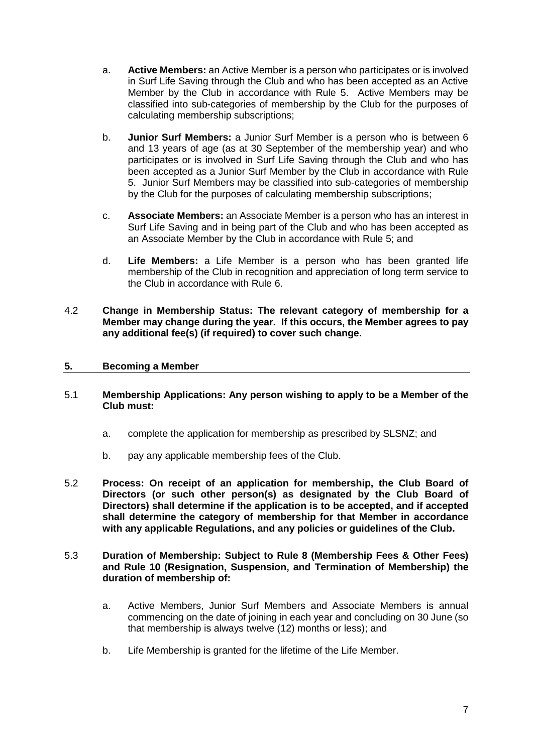a. **Active Members:** an Active Member is a person who participates or is involved in Surf Life Saving through the Club and who has been accepted as an Active Member by the Club in accordance with Rule 5. Active Members may be classified into sub-categories of membership by the Club for the purposes of calculating membership subscriptions;

b. **Junior Surf Members:** a Junior Surf Member is a person who is between 6 and 13 years of age (as at 30 September of the membership year) and who participates or is involved in Surf Life Saving through the Club and who has been accepted as a Junior Surf Member by the Club in accordance with Rule 5. Junior Surf Members may be classified into sub-categories of membership by the Club for the purposes of calculating membership subscriptions;

c. **Associate Members:** an Associate Member is a person who has an interest in Surf Life Saving and in being part of the Club and who has been accepted as an Associate Member by the Club in accordance with Rule 5; and

d. **Life Members:** a Life Member is a person who has been granted life membership of the Club in recognition and appreciation of long term service to the Club in accordance with Rule 6.

4.2 **Change in Membership Status: The relevant category of membership for a Member may change during the year. If this occurs, the Member agrees to pay any additional fee(s) (if required) to cover such change.**

## 5. Becoming a Member

5.1 **Membership Applications: Any person wishing to apply to be a Member of the Club must:**

a. complete the application for membership as prescribed by SLSNZ; and

b. pay any applicable membership fees of the Club.

5.2 **Process: On receipt of an application for membership, the Club Board of Directors (or such other person(s) as designated by the Club Board of Directors) shall determine if the application is to be accepted, and if accepted shall determine the category of membership for that Member in accordance with any applicable Regulations, and any policies or guidelines of the Club.**

5.3 **Duration of Membership: Subject to Rule 8 (Membership Fees & Other Fees) and Rule 10 (Resignation, Suspension, and Termination of Membership) the duration of membership of:**

a. Active Members, Junior Surf Members and Associate Members is annual commencing on the date of joining in each year and concluding on 30 June (so that membership is always twelve (12) months or less); and

b. Life Membership is granted for the lifetime of the Life Member.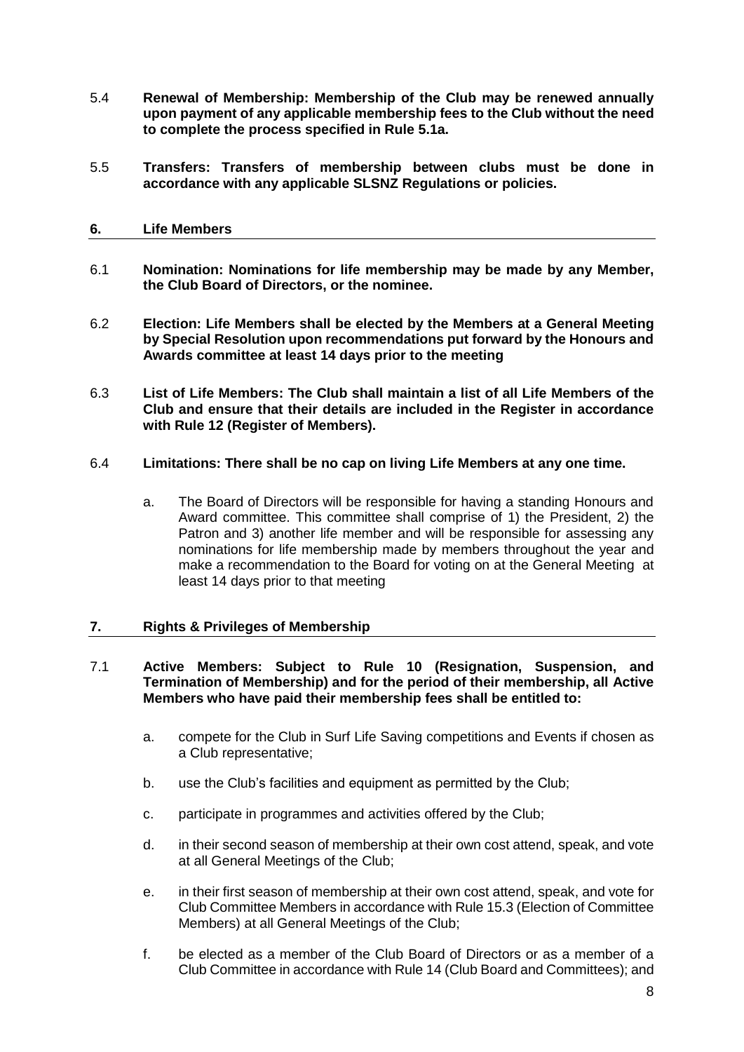5.4 **Renewal of Membership: Membership of the Club may be renewed annually upon payment of any applicable membership fees to the Club without the need to complete the process specified in Rule 5.1a.**

5.5 **Transfers: Transfers of membership between clubs must be done in accordance with any applicable SLSNZ Regulations or policies.**

## 6. Life Members

6.1 **Nomination: Nominations for life membership may be made by any Member, the Club Board of Directors, or the nominee.**

6.2 **Election: Life Members shall be elected by the Members at a General Meeting by Special Resolution upon recommendations put forward by the Honours and Awards committee at least 14 days prior to the meeting**

6.3 **List of Life Members: The Club shall maintain a list of all Life Members of the Club and ensure that their details are included in the Register in accordance with Rule 12 (Register of Members).**

6.4 **Limitations: There shall be no cap on living Life Members at any one time.**

a. The Board of Directors will be responsible for having a standing Honours and Award committee. This committee shall comprise of 1) the President, 2) the Patron and 3) another life member and will be responsible for assessing any nominations for life membership made by members throughout the year and make a recommendation to the Board for voting on at the General Meeting at least 14 days prior to that meeting

## 7. Rights & Privileges of Membership

7.1 **Active Members: Subject to Rule 10 (Resignation, Suspension, and Termination of Membership) and for the period of their membership, all Active Members who have paid their membership fees shall be entitled to:**

a. compete for the Club in Surf Life Saving competitions and Events if chosen as a Club representative;

b. use the Club's facilities and equipment as permitted by the Club;

c. participate in programmes and activities offered by the Club;

d. in their second season of membership at their own cost attend, speak, and vote at all General Meetings of the Club;

e. in their first season of membership at their own cost attend, speak, and vote for Club Committee Members in accordance with Rule 15.3 (Election of Committee Members) at all General Meetings of the Club;

f. be elected as a member of the Club Board of Directors or as a member of a Club Committee in accordance with Rule 14 (Club Board and Committees); and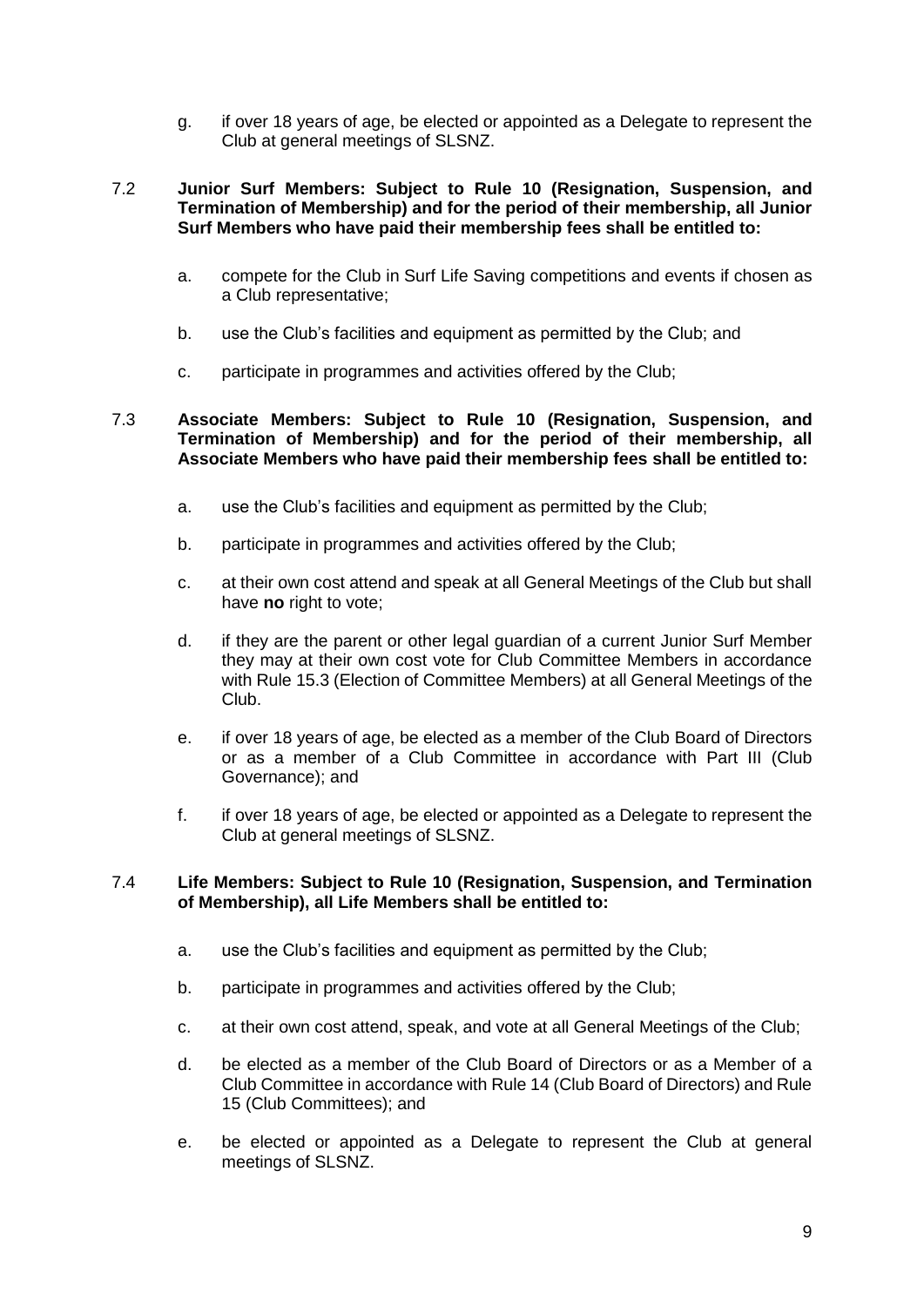g. if over 18 years of age, be elected or appointed as a Delegate to represent the Club at general meetings of SLSNZ.

7.2 **Junior Surf Members: Subject to Rule 10 (Resignation, Suspension, and Termination of Membership) and for the period of their membership, all Junior Surf Members who have paid their membership fees shall be entitled to:**

a. compete for the Club in Surf Life Saving competitions and events if chosen as a Club representative;

b. use the Club's facilities and equipment as permitted by the Club; and

c. participate in programmes and activities offered by the Club;

7.3 **Associate Members: Subject to Rule 10 (Resignation, Suspension, and Termination of Membership) and for the period of their membership, all Associate Members who have paid their membership fees shall be entitled to:**

a. use the Club's facilities and equipment as permitted by the Club;

b. participate in programmes and activities offered by the Club;

c. at their own cost attend and speak at all General Meetings of the Club but shall have **no** right to vote;

d. if they are the parent or other legal guardian of a current Junior Surf Member they may at their own cost vote for Club Committee Members in accordance with Rule 15.3 (Election of Committee Members) at all General Meetings of the Club.

e. if over 18 years of age, be elected as a member of the Club Board of Directors or as a member of a Club Committee in accordance with Part III (Club Governance); and

f. if over 18 years of age, be elected or appointed as a Delegate to represent the Club at general meetings of SLSNZ.

7.4 **Life Members: Subject to Rule 10 (Resignation, Suspension, and Termination of Membership), all Life Members shall be entitled to:**

a. use the Club's facilities and equipment as permitted by the Club;

b. participate in programmes and activities offered by the Club;

c. at their own cost attend, speak, and vote at all General Meetings of the Club;

d. be elected as a member of the Club Board of Directors or as a Member of a Club Committee in accordance with Rule 14 (Club Board of Directors) and Rule 15 (Club Committees); and

e. be elected or appointed as a Delegate to represent the Club at general meetings of SLSNZ.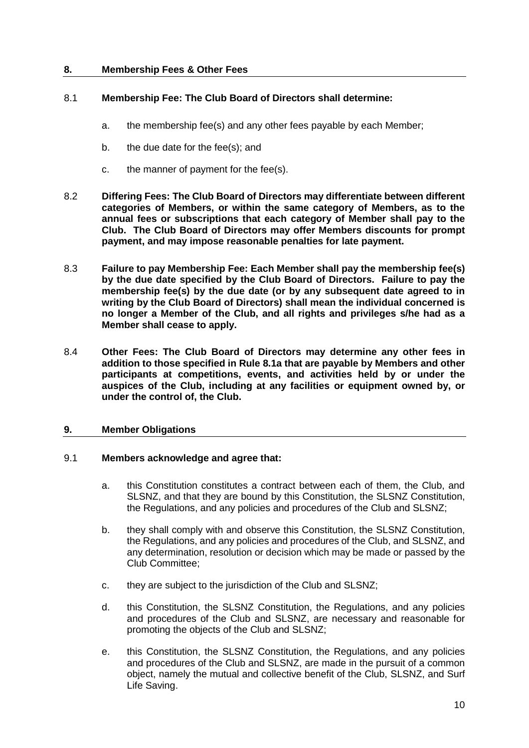## 8. Membership Fees & Other Fees

8.1 **Membership Fee: The Club Board of Directors shall determine:**

a. the membership fee(s) and any other fees payable by each Member;

b. the due date for the fee(s); and

c. the manner of payment for the fee(s).

8.2 **Differing Fees: The Club Board of Directors may differentiate between different categories of Members, or within the same category of Members, as to the annual fees or subscriptions that each category of Member shall pay to the Club. The Club Board of Directors may offer Members discounts for prompt payment, and may impose reasonable penalties for late payment.**

8.3 **Failure to pay Membership Fee: Each Member shall pay the membership fee(s) by the due date specified by the Club Board of Directors. Failure to pay the membership fee(s) by the due date (or by any subsequent date agreed to in writing by the Club Board of Directors) shall mean the individual concerned is no longer a Member of the Club, and all rights and privileges s/he had as a Member shall cease to apply.**

8.4 **Other Fees: The Club Board of Directors may determine any other fees in addition to those specified in Rule 8.1a that are payable by Members and other participants at competitions, events, and activities held by or under the auspices of the Club, including at any facilities or equipment owned by, or under the control of, the Club.**

## 9. Member Obligations

9.1 **Members acknowledge and agree that:**

a. this Constitution constitutes a contract between each of them, the Club, and SLSNZ, and that they are bound by this Constitution, the SLSNZ Constitution, the Regulations, and any policies and procedures of the Club and SLSNZ;

b. they shall comply with and observe this Constitution, the SLSNZ Constitution, the Regulations, and any policies and procedures of the Club, and SLSNZ, and any determination, resolution or decision which may be made or passed by the Club Committee;

c. they are subject to the jurisdiction of the Club and SLSNZ;

d. this Constitution, the SLSNZ Constitution, the Regulations, and any policies and procedures of the Club and SLSNZ, are necessary and reasonable for promoting the objects of the Club and SLSNZ;

e. this Constitution, the SLSNZ Constitution, the Regulations, and any policies and procedures of the Club and SLSNZ, are made in the pursuit of a common object, namely the mutual and collective benefit of the Club, SLSNZ, and Surf Life Saving.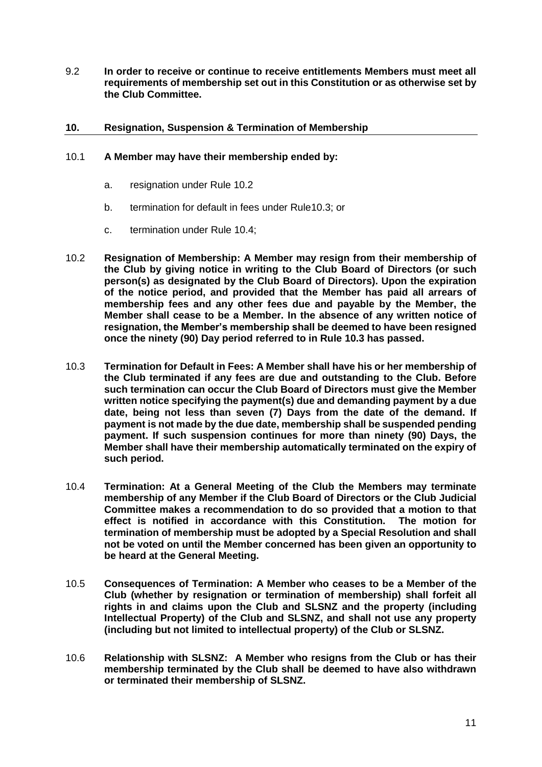9.2 **In order to receive or continue to receive entitlements Members must meet all requirements of membership set out in this Constitution or as otherwise set by the Club Committee.**

## 10. Resignation, Suspension & Termination of Membership

10.1 **A Member may have their membership ended by:**

a. resignation under Rule 10.2

b. termination for default in fees under Rule10.3; or

c. termination under Rule 10.4;

10.2 **Resignation of Membership: A Member may resign from their membership of the Club by giving notice in writing to the Club Board of Directors (or such person(s) as designated by the Club Board of Directors). Upon the expiration of the notice period, and provided that the Member has paid all arrears of membership fees and any other fees due and payable by the Member, the Member shall cease to be a Member. In the absence of any written notice of resignation, the Member's membership shall be deemed to have been resigned once the ninety (90) Day period referred to in Rule 10.3 has passed.**

10.3 **Termination for Default in Fees: A Member shall have his or her membership of the Club terminated if any fees are due and outstanding to the Club. Before such termination can occur the Club Board of Directors must give the Member written notice specifying the payment(s) due and demanding payment by a due date, being not less than seven (7) Days from the date of the demand. If payment is not made by the due date, membership shall be suspended pending payment. If such suspension continues for more than ninety (90) Days, the Member shall have their membership automatically terminated on the expiry of such period.**

10.4 **Termination: At a General Meeting of the Club the Members may terminate membership of any Member if the Club Board of Directors or the Club Judicial Committee makes a recommendation to do so provided that a motion to that effect is notified in accordance with this Constitution. The motion for termination of membership must be adopted by a Special Resolution and shall not be voted on until the Member concerned has been given an opportunity to be heard at the General Meeting.**

10.5 **Consequences of Termination: A Member who ceases to be a Member of the Club (whether by resignation or termination of membership) shall forfeit all rights in and claims upon the Club and SLSNZ and the property (including Intellectual Property) of the Club and SLSNZ, and shall not use any property (including but not limited to intellectual property) of the Club or SLSNZ.**

10.6 **Relationship with SLSNZ: A Member who resigns from the Club or has their membership terminated by the Club shall be deemed to have also withdrawn or terminated their membership of SLSNZ.**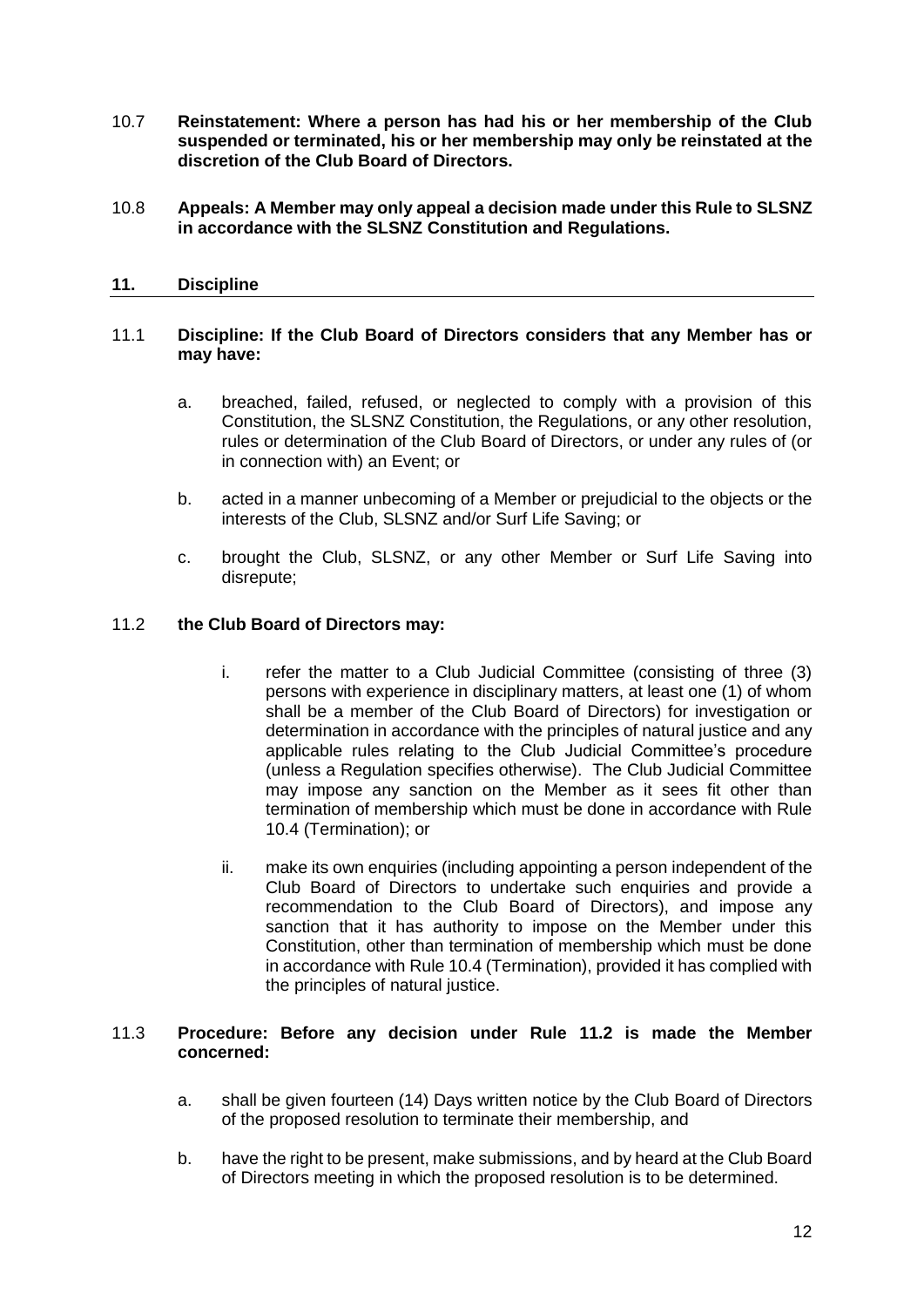10.7 **Reinstatement: Where a person has had his or her membership of the Club suspended or terminated, his or her membership may only be reinstated at the discretion of the Club Board of Directors.**

10.8 **Appeals: A Member may only appeal a decision made under this Rule to SLSNZ in accordance with the SLSNZ Constitution and Regulations.**

## 11. Discipline

11.1 **Discipline: If the Club Board of Directors considers that any Member has or may have:**

a. breached, failed, refused, or neglected to comply with a provision of this Constitution, the SLSNZ Constitution, the Regulations, or any other resolution, rules or determination of the Club Board of Directors, or under any rules of (or in connection with) an Event; or

b. acted in a manner unbecoming of a Member or prejudicial to the objects or the interests of the Club, SLSNZ and/or Surf Life Saving; or

c. brought the Club, SLSNZ, or any other Member or Surf Life Saving into disrepute;

11.2 **the Club Board of Directors may:**

i. refer the matter to a Club Judicial Committee (consisting of three (3) persons with experience in disciplinary matters, at least one (1) of whom shall be a member of the Club Board of Directors) for investigation or determination in accordance with the principles of natural justice and any applicable rules relating to the Club Judicial Committee's procedure (unless a Regulation specifies otherwise). The Club Judicial Committee may impose any sanction on the Member as it sees fit other than termination of membership which must be done in accordance with Rule 10.4 (Termination); or

ii. make its own enquiries (including appointing a person independent of the Club Board of Directors to undertake such enquiries and provide a recommendation to the Club Board of Directors), and impose any sanction that it has authority to impose on the Member under this Constitution, other than termination of membership which must be done in accordance with Rule 10.4 (Termination), provided it has complied with the principles of natural justice.

11.3 **Procedure: Before any decision under Rule 11.2 is made the Member concerned:**

a. shall be given fourteen (14) Days written notice by the Club Board of Directors of the proposed resolution to terminate their membership, and

b. have the right to be present, make submissions, and by heard at the Club Board of Directors meeting in which the proposed resolution is to be determined.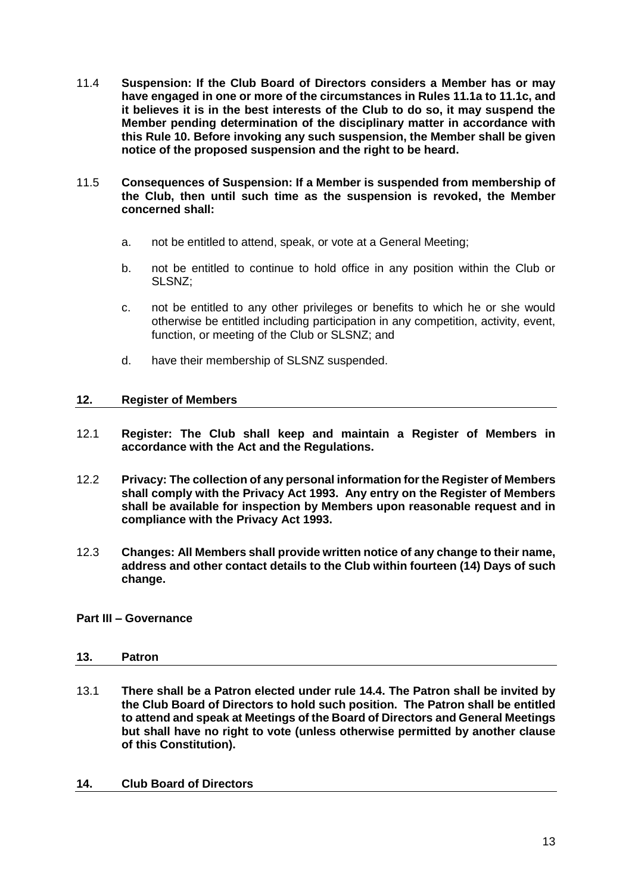11.4 **Suspension: If the Club Board of Directors considers a Member has or may have engaged in one or more of the circumstances in Rules 11.1a to 11.1c, and it believes it is in the best interests of the Club to do so, it may suspend the Member pending determination of the disciplinary matter in accordance with this Rule 10. Before invoking any such suspension, the Member shall be given notice of the proposed suspension and the right to be heard.**

11.5 **Consequences of Suspension: If a Member is suspended from membership of the Club, then until such time as the suspension is revoked, the Member concerned shall:**

a. not be entitled to attend, speak, or vote at a General Meeting;

b. not be entitled to continue to hold office in any position within the Club or SLSNZ;

c. not be entitled to any other privileges or benefits to which he or she would otherwise be entitled including participation in any competition, activity, event, function, or meeting of the Club or SLSNZ; and

d. have their membership of SLSNZ suspended.

## 12. Register of Members

12.1 **Register: The Club shall keep and maintain a Register of Members in accordance with the Act and the Regulations.**

12.2 **Privacy: The collection of any personal information for the Register of Members shall comply with the Privacy Act 1993. Any entry on the Register of Members shall be available for inspection by Members upon reasonable request and in compliance with the Privacy Act 1993.**

12.3 **Changes: All Members shall provide written notice of any change to their name, address and other contact details to the Club within fourteen (14) Days of such change.**

# Part III – Governance

## 13. Patron

13.1 **There shall be a Patron elected under rule 14.4. The Patron shall be invited by the Club Board of Directors to hold such position. The Patron shall be entitled to attend and speak at Meetings of the Board of Directors and General Meetings but shall have no right to vote (unless otherwise permitted by another clause of this Constitution).**

## 14. Club Board of Directors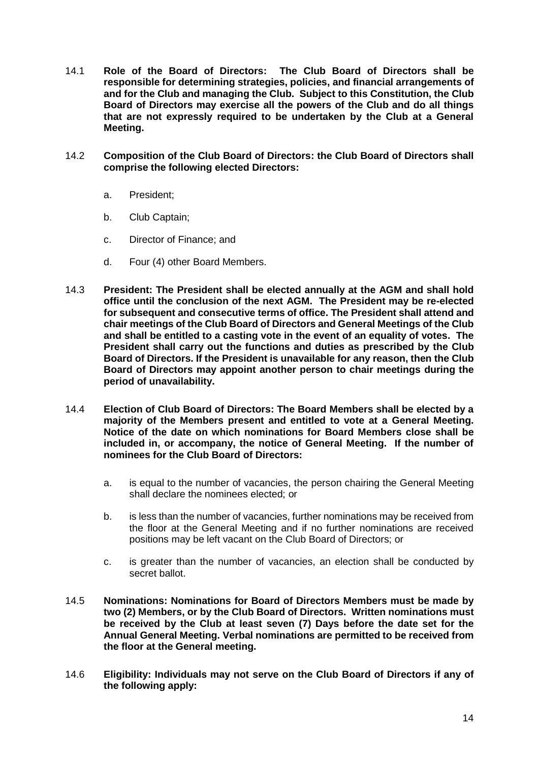14.1 **Role of the Board of Directors: The Club Board of Directors shall be responsible for determining strategies, policies, and financial arrangements of and for the Club and managing the Club. Subject to this Constitution, the Club Board of Directors may exercise all the powers of the Club and do all things that are not expressly required to be undertaken by the Club at a General Meeting.**

14.2 **Composition of the Club Board of Directors: the Club Board of Directors shall comprise the following elected Directors:**

a. President;

b. Club Captain;

c. Director of Finance; and

d. Four (4) other Board Members.

14.3 **President: The President shall be elected annually at the AGM and shall hold office until the conclusion of the next AGM. The President may be re-elected for subsequent and consecutive terms of office. The President shall attend and chair meetings of the Club Board of Directors and General Meetings of the Club and shall be entitled to a casting vote in the event of an equality of votes. The President shall carry out the functions and duties as prescribed by the Club Board of Directors. If the President is unavailable for any reason, then the Club Board of Directors may appoint another person to chair meetings during the period of unavailability.**

14.4 **Election of Club Board of Directors: The Board Members shall be elected by a majority of the Members present and entitled to vote at a General Meeting. Notice of the date on which nominations for Board Members close shall be included in, or accompany, the notice of General Meeting. If the number of nominees for the Club Board of Directors:**

a. is equal to the number of vacancies, the person chairing the General Meeting shall declare the nominees elected; or

b. is less than the number of vacancies, further nominations may be received from the floor at the General Meeting and if no further nominations are received positions may be left vacant on the Club Board of Directors; or

c. is greater than the number of vacancies, an election shall be conducted by secret ballot.

14.5 **Nominations: Nominations for Board of Directors Members must be made by two (2) Members, or by the Club Board of Directors. Written nominations must be received by the Club at least seven (7) Days before the date set for the Annual General Meeting. Verbal nominations are permitted to be received from the floor at the General meeting.**

14.6 **Eligibility: Individuals may not serve on the Club Board of Directors if any of the following apply:**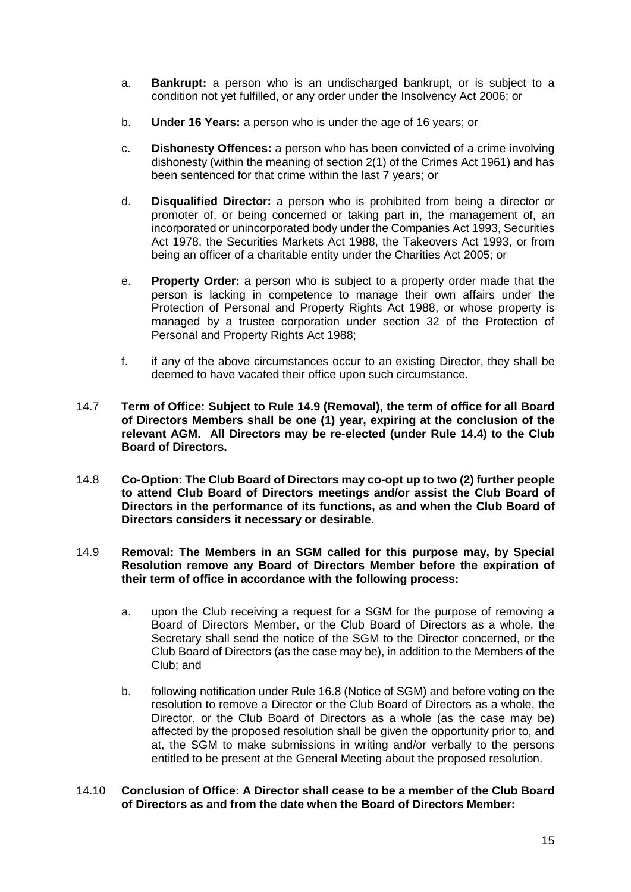a. **Bankrupt:** a person who is an undischarged bankrupt, or is subject to a condition not yet fulfilled, or any order under the Insolvency Act 2006; or

b. **Under 16 Years:** a person who is under the age of 16 years; or

c. **Dishonesty Offences:** a person who has been convicted of a crime involving dishonesty (within the meaning of section 2(1) of the Crimes Act 1961) and has been sentenced for that crime within the last 7 years; or

d. **Disqualified Director:** a person who is prohibited from being a director or promoter of, or being concerned or taking part in, the management of, an incorporated or unincorporated body under the Companies Act 1993, Securities Act 1978, the Securities Markets Act 1988, the Takeovers Act 1993, or from being an officer of a charitable entity under the Charities Act 2005; or

e. **Property Order:** a person who is subject to a property order made that the person is lacking in competence to manage their own affairs under the Protection of Personal and Property Rights Act 1988, or whose property is managed by a trustee corporation under section 32 of the Protection of Personal and Property Rights Act 1988;

f. if any of the above circumstances occur to an existing Director, they shall be deemed to have vacated their office upon such circumstance.

14.7 **Term of Office: Subject to Rule 14.9 (Removal), the term of office for all Board of Directors Members shall be one (1) year, expiring at the conclusion of the relevant AGM. All Directors may be re-elected (under Rule 14.4) to the Club Board of Directors.**

14.8 **Co-Option: The Club Board of Directors may co-opt up to two (2) further people to attend Club Board of Directors meetings and/or assist the Club Board of Directors in the performance of its functions, as and when the Club Board of Directors considers it necessary or desirable.**

14.9 **Removal: The Members in an SGM called for this purpose may, by Special Resolution remove any Board of Directors Member before the expiration of their term of office in accordance with the following process:**

a. upon the Club receiving a request for a SGM for the purpose of removing a Board of Directors Member, or the Club Board of Directors as a whole, the Secretary shall send the notice of the SGM to the Director concerned, or the Club Board of Directors (as the case may be), in addition to the Members of the Club; and

b. following notification under Rule 16.8 (Notice of SGM) and before voting on the resolution to remove a Director or the Club Board of Directors as a whole, the Director, or the Club Board of Directors as a whole (as the case may be) affected by the proposed resolution shall be given the opportunity prior to, and at, the SGM to make submissions in writing and/or verbally to the persons entitled to be present at the General Meeting about the proposed resolution.

14.10 **Conclusion of Office: A Director shall cease to be a member of the Club Board of Directors as and from the date when the Board of Directors Member:**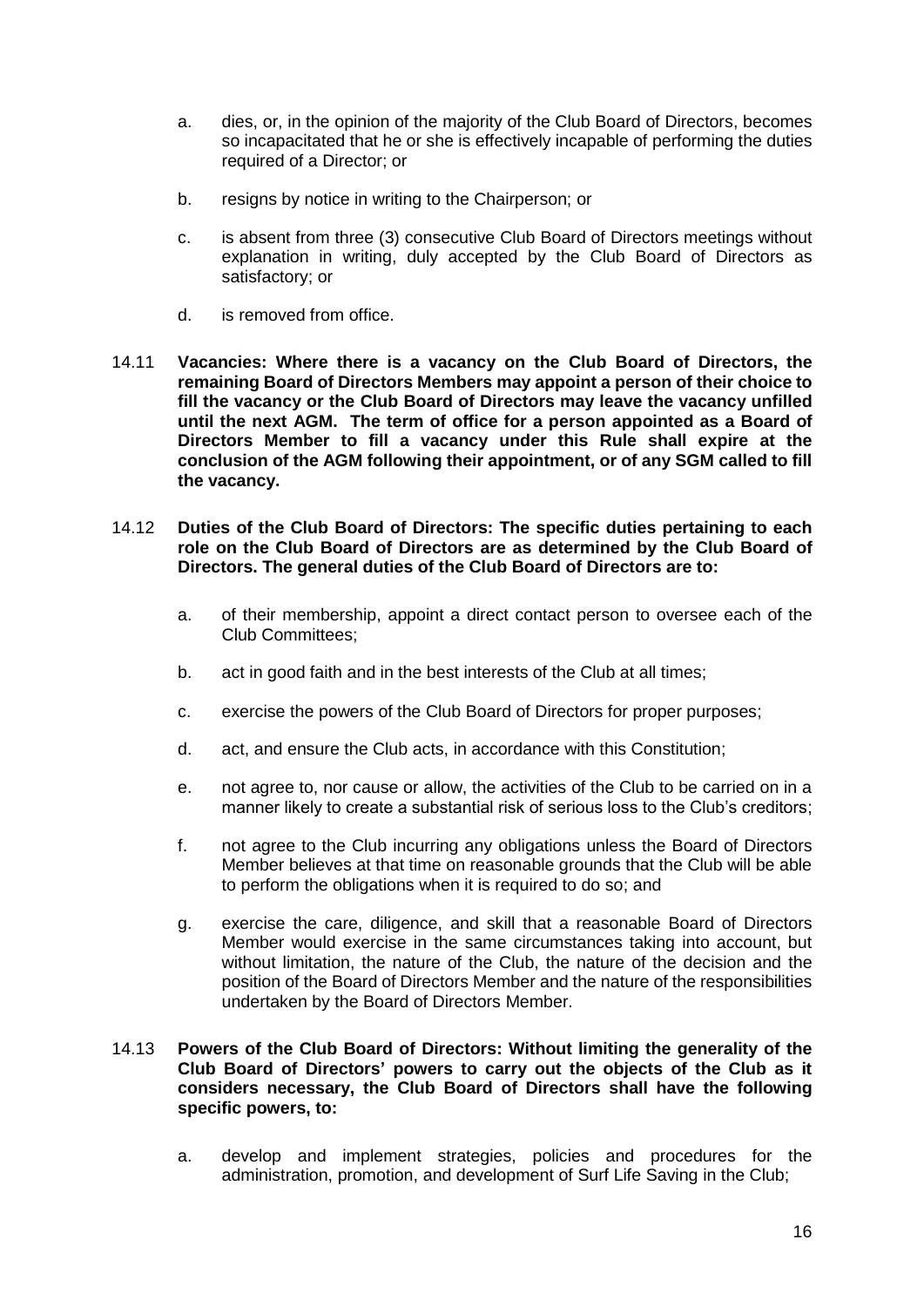a. dies, or, in the opinion of the majority of the Club Board of Directors, becomes so incapacitated that he or she is effectively incapable of performing the duties required of a Director; or

b. resigns by notice in writing to the Chairperson; or

c. is absent from three (3) consecutive Club Board of Directors meetings without explanation in writing, duly accepted by the Club Board of Directors as satisfactory; or

d. is removed from office.

14.11 **Vacancies: Where there is a vacancy on the Club Board of Directors, the remaining Board of Directors Members may appoint a person of their choice to fill the vacancy or the Club Board of Directors may leave the vacancy unfilled until the next AGM. The term of office for a person appointed as a Board of Directors Member to fill a vacancy under this Rule shall expire at the conclusion of the AGM following their appointment, or of any SGM called to fill the vacancy.**

14.12 **Duties of the Club Board of Directors: The specific duties pertaining to each role on the Club Board of Directors are as determined by the Club Board of Directors. The general duties of the Club Board of Directors are to:**

a. of their membership, appoint a direct contact person to oversee each of the Club Committees;

b. act in good faith and in the best interests of the Club at all times;

c. exercise the powers of the Club Board of Directors for proper purposes;

d. act, and ensure the Club acts, in accordance with this Constitution;

e. not agree to, nor cause or allow, the activities of the Club to be carried on in a manner likely to create a substantial risk of serious loss to the Club's creditors;

f. not agree to the Club incurring any obligations unless the Board of Directors Member believes at that time on reasonable grounds that the Club will be able to perform the obligations when it is required to do so; and

g. exercise the care, diligence, and skill that a reasonable Board of Directors Member would exercise in the same circumstances taking into account, but without limitation, the nature of the Club, the nature of the decision and the position of the Board of Directors Member and the nature of the responsibilities undertaken by the Board of Directors Member.

14.13 **Powers of the Club Board of Directors: Without limiting the generality of the Club Board of Directors' powers to carry out the objects of the Club as it considers necessary, the Club Board of Directors shall have the following specific powers, to:**

a. develop and implement strategies, policies and procedures for the administration, promotion, and development of Surf Life Saving in the Club;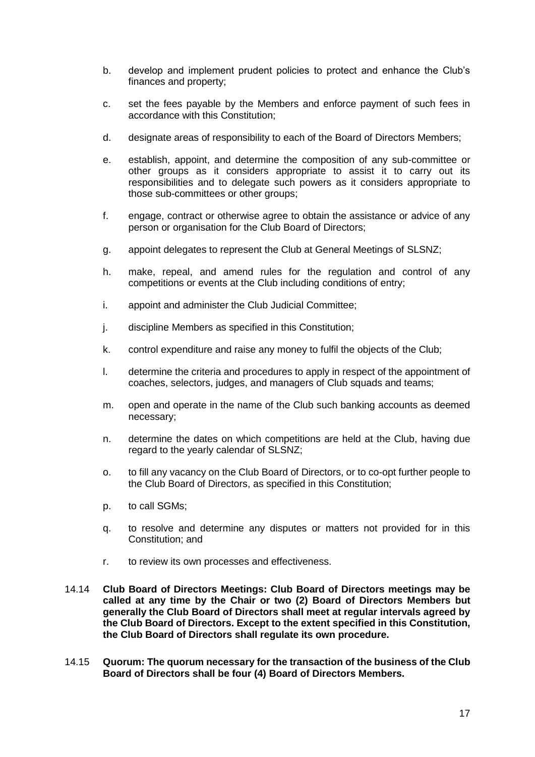b. develop and implement prudent policies to protect and enhance the Club's finances and property;

c. set the fees payable by the Members and enforce payment of such fees in accordance with this Constitution;

d. designate areas of responsibility to each of the Board of Directors Members;

e. establish, appoint, and determine the composition of any sub-committee or other groups as it considers appropriate to assist it to carry out its responsibilities and to delegate such powers as it considers appropriate to those sub-committees or other groups;

f. engage, contract or otherwise agree to obtain the assistance or advice of any person or organisation for the Club Board of Directors;

g. appoint delegates to represent the Club at General Meetings of SLSNZ;

h. make, repeal, and amend rules for the regulation and control of any competitions or events at the Club including conditions of entry;

i. appoint and administer the Club Judicial Committee;

j. discipline Members as specified in this Constitution;

k. control expenditure and raise any money to fulfil the objects of the Club;

l. determine the criteria and procedures to apply in respect of the appointment of coaches, selectors, judges, and managers of Club squads and teams;

m. open and operate in the name of the Club such banking accounts as deemed necessary;

n. determine the dates on which competitions are held at the Club, having due regard to the yearly calendar of SLSNZ;

o. to fill any vacancy on the Club Board of Directors, or to co-opt further people to the Club Board of Directors, as specified in this Constitution;

p. to call SGMs;

q. to resolve and determine any disputes or matters not provided for in this Constitution; and

r. to review its own processes and effectiveness.

14.14 **Club Board of Directors Meetings: Club Board of Directors meetings may be called at any time by the Chair or two (2) Board of Directors Members but generally the Club Board of Directors shall meet at regular intervals agreed by the Club Board of Directors. Except to the extent specified in this Constitution, the Club Board of Directors shall regulate its own procedure.**

14.15 **Quorum: The quorum necessary for the transaction of the business of the Club Board of Directors shall be four (4) Board of Directors Members.**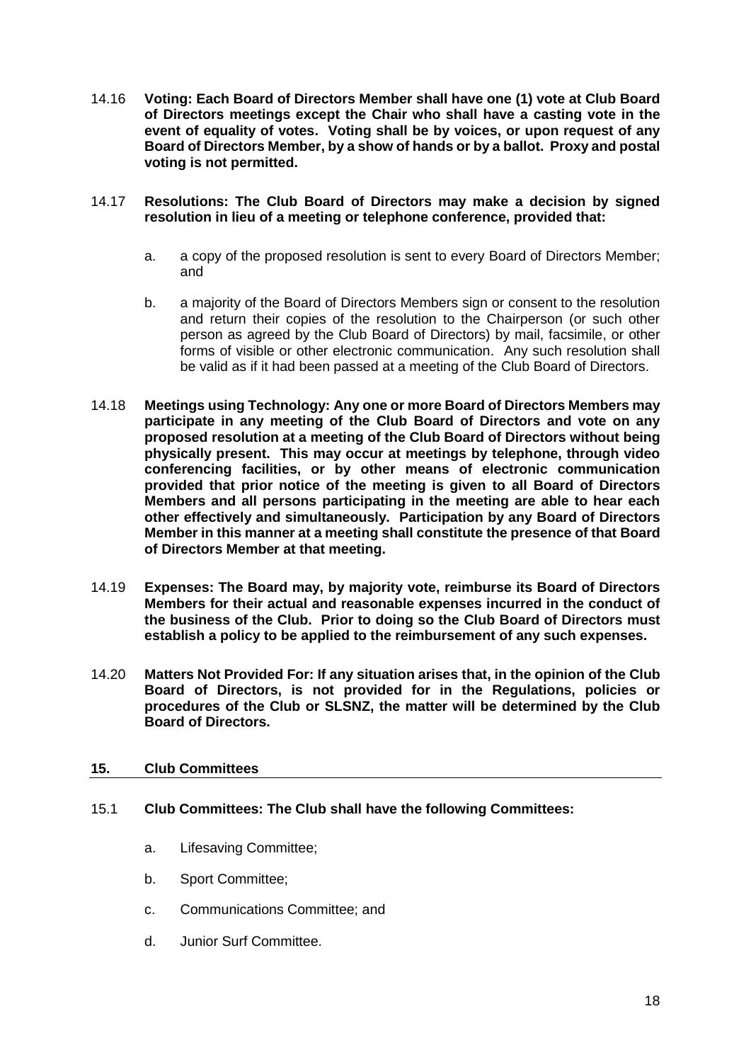14.16 **Voting: Each Board of Directors Member shall have one (1) vote at Club Board of Directors meetings except the Chair who shall have a casting vote in the event of equality of votes. Voting shall be by voices, or upon request of any Board of Directors Member, by a show of hands or by a ballot. Proxy and postal voting is not permitted.**

14.17 **Resolutions: The Club Board of Directors may make a decision by signed resolution in lieu of a meeting or telephone conference, provided that:**

a. a copy of the proposed resolution is sent to every Board of Directors Member; and

b. a majority of the Board of Directors Members sign or consent to the resolution and return their copies of the resolution to the Chairperson (or such other person as agreed by the Club Board of Directors) by mail, facsimile, or other forms of visible or other electronic communication. Any such resolution shall be valid as if it had been passed at a meeting of the Club Board of Directors.

14.18 **Meetings using Technology: Any one or more Board of Directors Members may participate in any meeting of the Club Board of Directors and vote on any proposed resolution at a meeting of the Club Board of Directors without being physically present. This may occur at meetings by telephone, through video conferencing facilities, or by other means of electronic communication provided that prior notice of the meeting is given to all Board of Directors Members and all persons participating in the meeting are able to hear each other effectively and simultaneously. Participation by any Board of Directors Member in this manner at a meeting shall constitute the presence of that Board of Directors Member at that meeting.**

14.19 **Expenses: The Board may, by majority vote, reimburse its Board of Directors Members for their actual and reasonable expenses incurred in the conduct of the business of the Club. Prior to doing so the Club Board of Directors must establish a policy to be applied to the reimbursement of any such expenses.**

14.20 **Matters Not Provided For: If any situation arises that, in the opinion of the Club Board of Directors, is not provided for in the Regulations, policies or procedures of the Club or SLSNZ, the matter will be determined by the Club Board of Directors.**

## 15. Club Committees

15.1 **Club Committees: The Club shall have the following Committees:**

a. Lifesaving Committee;

b. Sport Committee;

c. Communications Committee; and

d. Junior Surf Committee.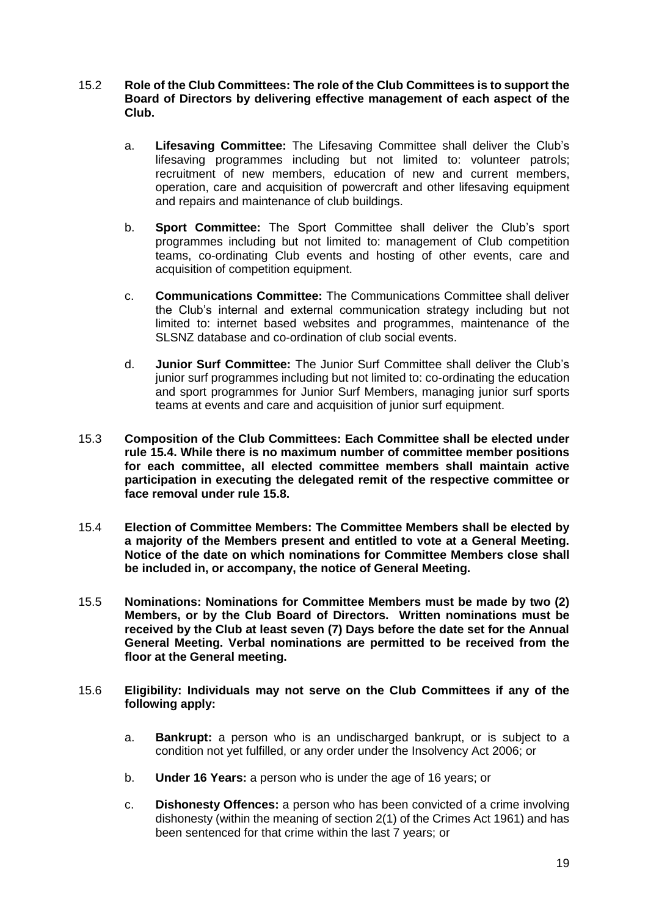15.2 **Role of the Club Committees: The role of the Club Committees is to support the Board of Directors by delivering effective management of each aspect of the Club.**

a. **Lifesaving Committee:** The Lifesaving Committee shall deliver the Club's lifesaving programmes including but not limited to: volunteer patrols; recruitment of new members, education of new and current members, operation, care and acquisition of powercraft and other lifesaving equipment and repairs and maintenance of club buildings.

b. **Sport Committee:** The Sport Committee shall deliver the Club's sport programmes including but not limited to: management of Club competition teams, co-ordinating Club events and hosting of other events, care and acquisition of competition equipment.

c. **Communications Committee:** The Communications Committee shall deliver the Club's internal and external communication strategy including but not limited to: internet based websites and programmes, maintenance of the SLSNZ database and co-ordination of club social events.

d. **Junior Surf Committee:** The Junior Surf Committee shall deliver the Club's junior surf programmes including but not limited to: co-ordinating the education and sport programmes for Junior Surf Members, managing junior surf sports teams at events and care and acquisition of junior surf equipment.

15.3 **Composition of the Club Committees: Each Committee shall be elected under rule 15.4. While there is no maximum number of committee member positions for each committee, all elected committee members shall maintain active participation in executing the delegated remit of the respective committee or face removal under rule 15.8.**

15.4 **Election of Committee Members: The Committee Members shall be elected by a majority of the Members present and entitled to vote at a General Meeting. Notice of the date on which nominations for Committee Members close shall be included in, or accompany, the notice of General Meeting.**

15.5 **Nominations: Nominations for Committee Members must be made by two (2) Members, or by the Club Board of Directors. Written nominations must be received by the Club at least seven (7) Days before the date set for the Annual General Meeting. Verbal nominations are permitted to be received from the floor at the General meeting.**

15.6 **Eligibility: Individuals may not serve on the Club Committees if any of the following apply:**

a. **Bankrupt:** a person who is an undischarged bankrupt, or is subject to a condition not yet fulfilled, or any order under the Insolvency Act 2006; or

b. **Under 16 Years:** a person who is under the age of 16 years; or

c. **Dishonesty Offences:** a person who has been convicted of a crime involving dishonesty (within the meaning of section 2(1) of the Crimes Act 1961) and has been sentenced for that crime within the last 7 years; or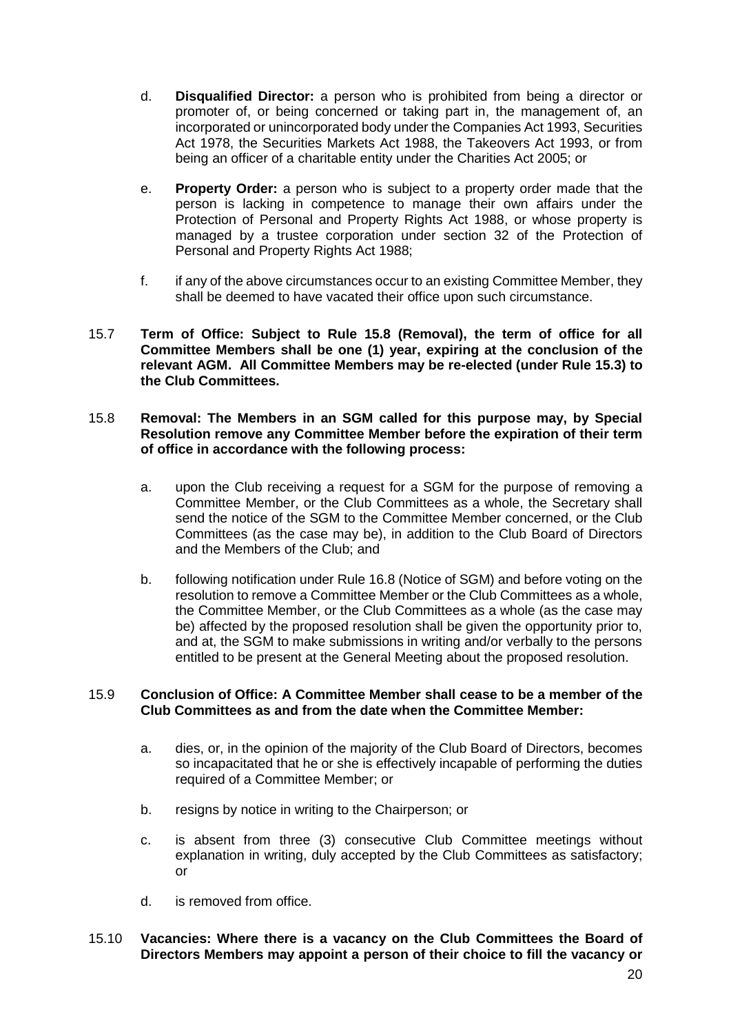d. **Disqualified Director:** a person who is prohibited from being a director or promoter of, or being concerned or taking part in, the management of, an incorporated or unincorporated body under the Companies Act 1993, Securities Act 1978, the Securities Markets Act 1988, the Takeovers Act 1993, or from being an officer of a charitable entity under the Charities Act 2005; or

e. **Property Order:** a person who is subject to a property order made that the person is lacking in competence to manage their own affairs under the Protection of Personal and Property Rights Act 1988, or whose property is managed by a trustee corporation under section 32 of the Protection of Personal and Property Rights Act 1988;

f. if any of the above circumstances occur to an existing Committee Member, they shall be deemed to have vacated their office upon such circumstance.

15.7 **Term of Office: Subject to Rule 15.8 (Removal), the term of office for all Committee Members shall be one (1) year, expiring at the conclusion of the relevant AGM. All Committee Members may be re-elected (under Rule 15.3) to the Club Committees.**

15.8 **Removal: The Members in an SGM called for this purpose may, by Special Resolution remove any Committee Member before the expiration of their term of office in accordance with the following process:**

a. upon the Club receiving a request for a SGM for the purpose of removing a Committee Member, or the Club Committees as a whole, the Secretary shall send the notice of the SGM to the Committee Member concerned, or the Club Committees (as the case may be), in addition to the Club Board of Directors and the Members of the Club; and

b. following notification under Rule 16.8 (Notice of SGM) and before voting on the resolution to remove a Committee Member or the Club Committees as a whole, the Committee Member, or the Club Committees as a whole (as the case may be) affected by the proposed resolution shall be given the opportunity prior to, and at, the SGM to make submissions in writing and/or verbally to the persons entitled to be present at the General Meeting about the proposed resolution.

15.9 **Conclusion of Office: A Committee Member shall cease to be a member of the Club Committees as and from the date when the Committee Member:**

a. dies, or, in the opinion of the majority of the Club Board of Directors, becomes so incapacitated that he or she is effectively incapable of performing the duties required of a Committee Member; or

b. resigns by notice in writing to the Chairperson; or

c. is absent from three (3) consecutive Club Committee meetings without explanation in writing, duly accepted by the Club Committees as satisfactory; or

d. is removed from office.

15.10 **Vacancies: Where there is a vacancy on the Club Committees the Board of Directors Members may appoint a person of their choice to fill the vacancy or**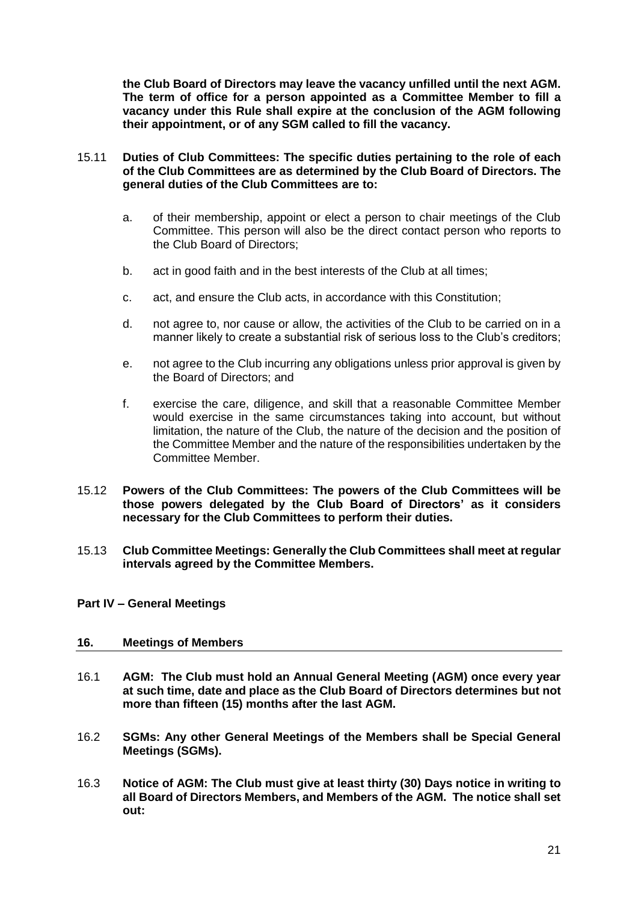**the Club Board of Directors may leave the vacancy unfilled until the next AGM. The term of office for a person appointed as a Committee Member to fill a vacancy under this Rule shall expire at the conclusion of the AGM following their appointment, or of any SGM called to fill the vacancy.**

15.11 **Duties of Club Committees: The specific duties pertaining to the role of each of the Club Committees are as determined by the Club Board of Directors. The general duties of the Club Committees are to:**

a. of their membership, appoint or elect a person to chair meetings of the Club Committee. This person will also be the direct contact person who reports to the Club Board of Directors;

b. act in good faith and in the best interests of the Club at all times;

c. act, and ensure the Club acts, in accordance with this Constitution;

d. not agree to, nor cause or allow, the activities of the Club to be carried on in a manner likely to create a substantial risk of serious loss to the Club's creditors;

e. not agree to the Club incurring any obligations unless prior approval is given by the Board of Directors; and

f. exercise the care, diligence, and skill that a reasonable Committee Member would exercise in the same circumstances taking into account, but without limitation, the nature of the Club, the nature of the decision and the position of the Committee Member and the nature of the responsibilities undertaken by the Committee Member.

15.12 **Powers of the Club Committees: The powers of the Club Committees will be those powers delegated by the Club Board of Directors' as it considers necessary for the Club Committees to perform their duties.**

15.13 **Club Committee Meetings: Generally the Club Committees shall meet at regular intervals agreed by the Committee Members.**

## Part IV – General Meetings

### 16. Meetings of Members

16.1 **AGM: The Club must hold an Annual General Meeting (AGM) once every year at such time, date and place as the Club Board of Directors determines but not more than fifteen (15) months after the last AGM.**

16.2 **SGMs: Any other General Meetings of the Members shall be Special General Meetings (SGMs).**

16.3 **Notice of AGM: The Club must give at least thirty (30) Days notice in writing to all Board of Directors Members, and Members of the AGM. The notice shall set out:**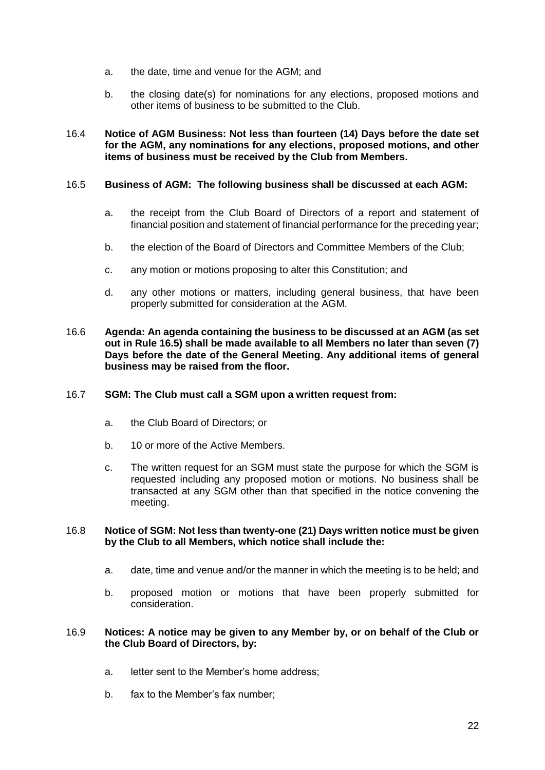a. the date, time and venue for the AGM; and

b. the closing date(s) for nominations for any elections, proposed motions and other items of business to be submitted to the Club.

16.4 **Notice of AGM Business: Not less than fourteen (14) Days before the date set for the AGM, any nominations for any elections, proposed motions, and other items of business must be received by the Club from Members.**

16.5 **Business of AGM: The following business shall be discussed at each AGM:**

a. the receipt from the Club Board of Directors of a report and statement of financial position and statement of financial performance for the preceding year;

b. the election of the Board of Directors and Committee Members of the Club;

c. any motion or motions proposing to alter this Constitution; and

d. any other motions or matters, including general business, that have been properly submitted for consideration at the AGM.

16.6 **Agenda: An agenda containing the business to be discussed at an AGM (as set out in Rule 16.5) shall be made available to all Members no later than seven (7) Days before the date of the General Meeting. Any additional items of general business may be raised from the floor.**

16.7 **SGM: The Club must call a SGM upon a written request from:**

a. the Club Board of Directors; or

b. 10 or more of the Active Members.

c. The written request for an SGM must state the purpose for which the SGM is requested including any proposed motion or motions. No business shall be transacted at any SGM other than that specified in the notice convening the meeting.

16.8 **Notice of SGM: Not less than twenty-one (21) Days written notice must be given by the Club to all Members, which notice shall include the:**

a. date, time and venue and/or the manner in which the meeting is to be held; and

b. proposed motion or motions that have been properly submitted for consideration.

16.9 **Notices: A notice may be given to any Member by, or on behalf of the Club or the Club Board of Directors, by:**

a. letter sent to the Member's home address;

b. fax to the Member's fax number;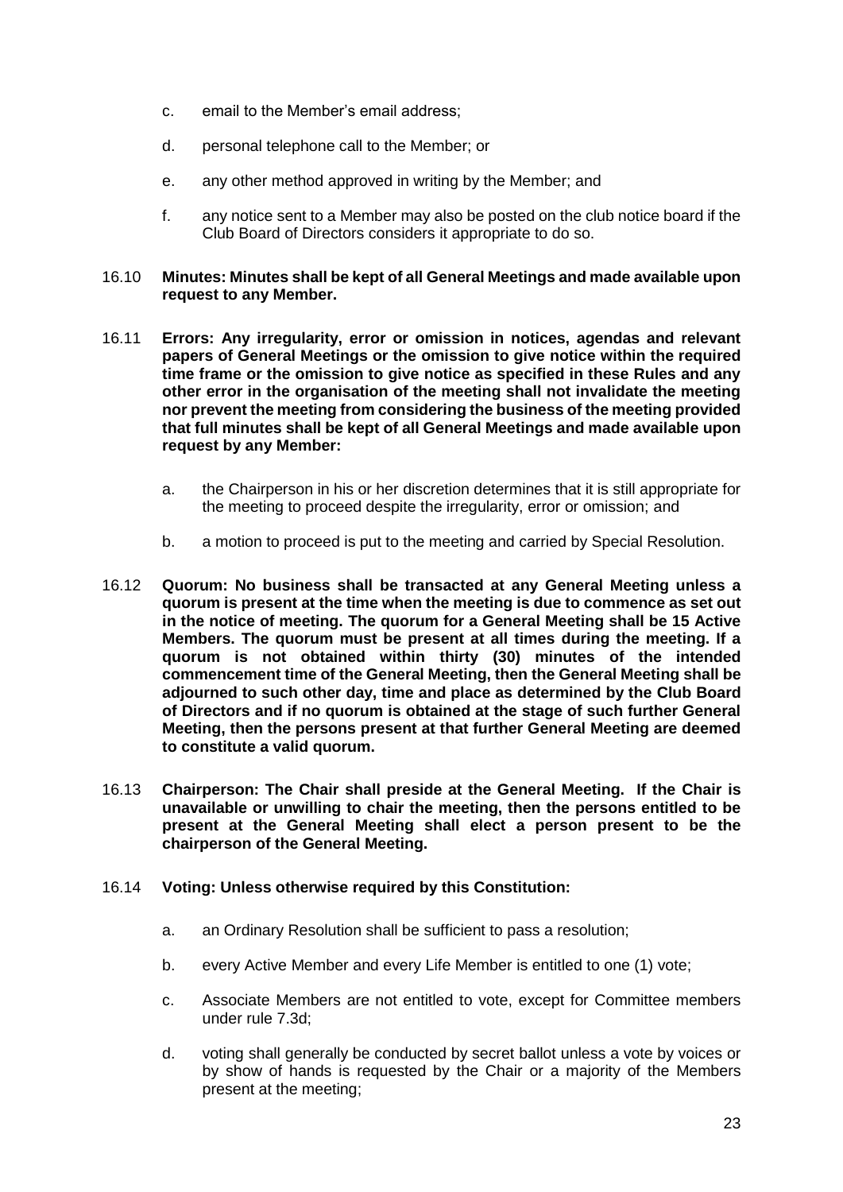c. email to the Member's email address;

d. personal telephone call to the Member; or

e. any other method approved in writing by the Member; and

f. any notice sent to a Member may also be posted on the club notice board if the Club Board of Directors considers it appropriate to do so.

16.10 **Minutes: Minutes shall be kept of all General Meetings and made available upon request to any Member.**

16.11 **Errors: Any irregularity, error or omission in notices, agendas and relevant papers of General Meetings or the omission to give notice within the required time frame or the omission to give notice as specified in these Rules and any other error in the organisation of the meeting shall not invalidate the meeting nor prevent the meeting from considering the business of the meeting provided that full minutes shall be kept of all General Meetings and made available upon request by any Member:**

a. the Chairperson in his or her discretion determines that it is still appropriate for the meeting to proceed despite the irregularity, error or omission; and

b. a motion to proceed is put to the meeting and carried by Special Resolution.

16.12 **Quorum: No business shall be transacted at any General Meeting unless a quorum is present at the time when the meeting is due to commence as set out in the notice of meeting. The quorum for a General Meeting shall be 15 Active Members. The quorum must be present at all times during the meeting. If a quorum is not obtained within thirty (30) minutes of the intended commencement time of the General Meeting, then the General Meeting shall be adjourned to such other day, time and place as determined by the Club Board of Directors and if no quorum is obtained at the stage of such further General Meeting, then the persons present at that further General Meeting are deemed to constitute a valid quorum.**

16.13 **Chairperson: The Chair shall preside at the General Meeting. If the Chair is unavailable or unwilling to chair the meeting, then the persons entitled to be present at the General Meeting shall elect a person present to be the chairperson of the General Meeting.**

16.14 **Voting: Unless otherwise required by this Constitution:**

a. an Ordinary Resolution shall be sufficient to pass a resolution;

b. every Active Member and every Life Member is entitled to one (1) vote;

c. Associate Members are not entitled to vote, except for Committee members under rule 7.3d;

d. voting shall generally be conducted by secret ballot unless a vote by voices or by show of hands is requested by the Chair or a majority of the Members present at the meeting;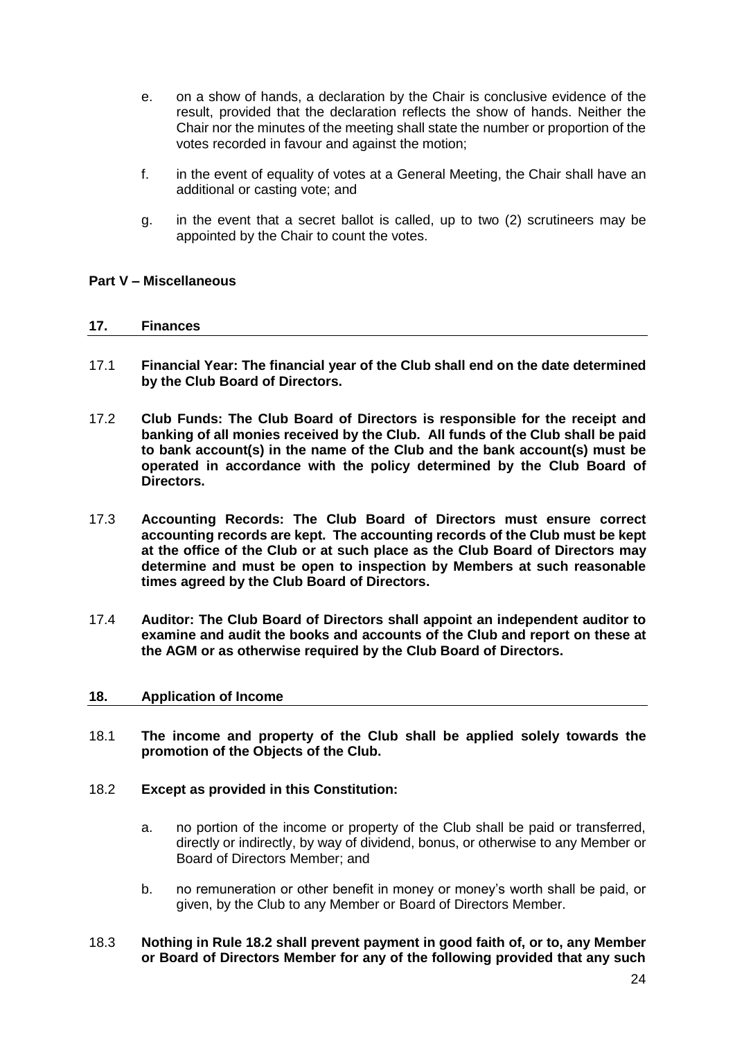e. on a show of hands, a declaration by the Chair is conclusive evidence of the result, provided that the declaration reflects the show of hands. Neither the Chair nor the minutes of the meeting shall state the number or proportion of the votes recorded in favour and against the motion;

f. in the event of equality of votes at a General Meeting, the Chair shall have an additional or casting vote; and

g. in the event that a secret ballot is called, up to two (2) scrutineers may be appointed by the Chair to count the votes.

## Part V – Miscellaneous

### 17. Finances

17.1 **Financial Year: The financial year of the Club shall end on the date determined by the Club Board of Directors.**

17.2 **Club Funds: The Club Board of Directors is responsible for the receipt and banking of all monies received by the Club. All funds of the Club shall be paid to bank account(s) in the name of the Club and the bank account(s) must be operated in accordance with the policy determined by the Club Board of Directors.**

17.3 **Accounting Records: The Club Board of Directors must ensure correct accounting records are kept. The accounting records of the Club must be kept at the office of the Club or at such place as the Club Board of Directors may determine and must be open to inspection by Members at such reasonable times agreed by the Club Board of Directors.**

17.4 **Auditor: The Club Board of Directors shall appoint an independent auditor to examine and audit the books and accounts of the Club and report on these at the AGM or as otherwise required by the Club Board of Directors.**

### 18. Application of Income

18.1 **The income and property of the Club shall be applied solely towards the promotion of the Objects of the Club.**

18.2 **Except as provided in this Constitution:**

a. no portion of the income or property of the Club shall be paid or transferred, directly or indirectly, by way of dividend, bonus, or otherwise to any Member or Board of Directors Member; and

b. no remuneration or other benefit in money or money's worth shall be paid, or given, by the Club to any Member or Board of Directors Member.

18.3 **Nothing in Rule 18.2 shall prevent payment in good faith of, or to, any Member or Board of Directors Member for any of the following provided that any such**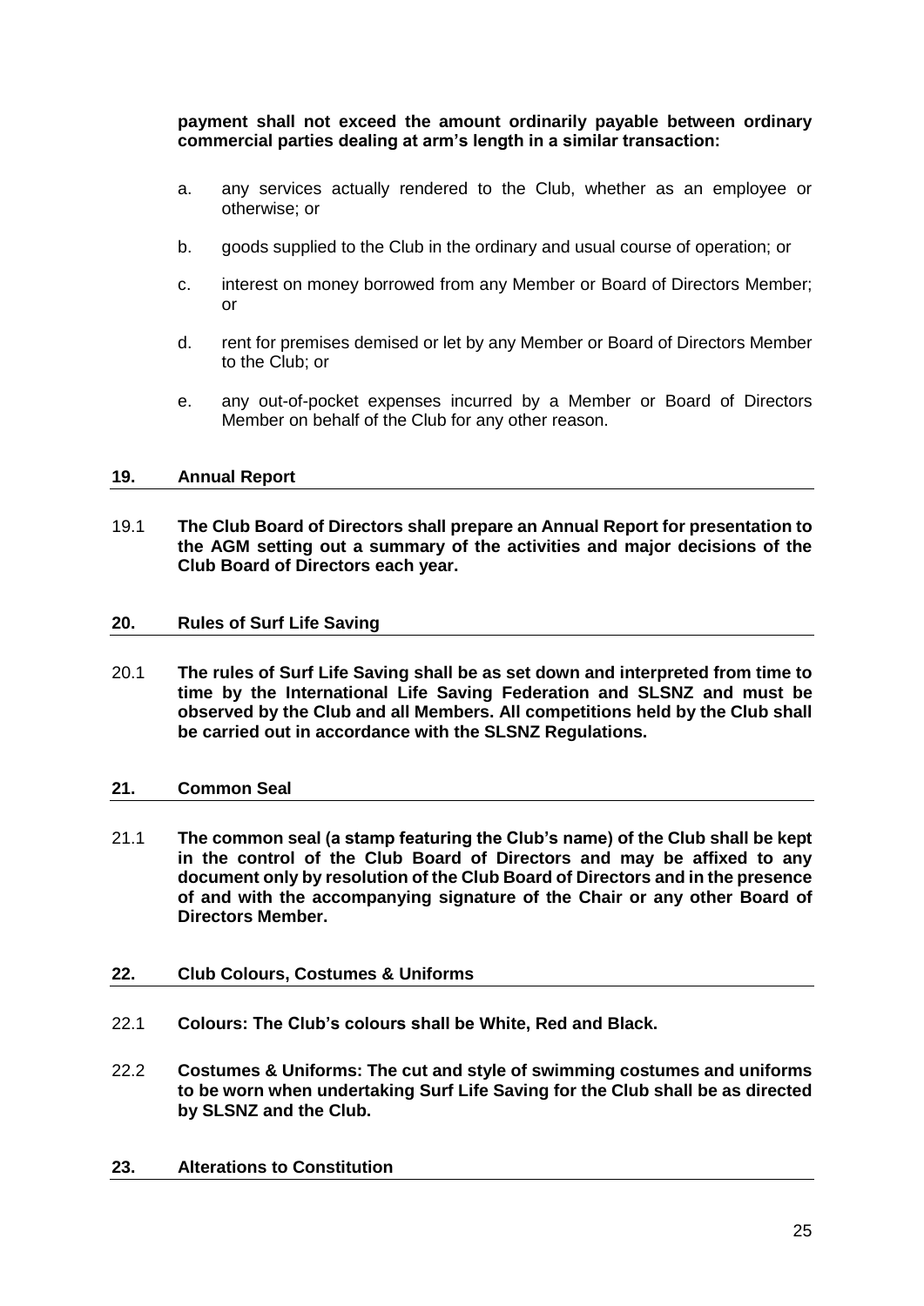**payment shall not exceed the amount ordinarily payable between ordinary commercial parties dealing at arm's length in a similar transaction:**

a. any services actually rendered to the Club, whether as an employee or otherwise; or

b. goods supplied to the Club in the ordinary and usual course of operation; or

c. interest on money borrowed from any Member or Board of Directors Member; or

d. rent for premises demised or let by any Member or Board of Directors Member to the Club; or

e. any out-of-pocket expenses incurred by a Member or Board of Directors Member on behalf of the Club for any other reason.

## 19. Annual Report

19.1 **The Club Board of Directors shall prepare an Annual Report for presentation to the AGM setting out a summary of the activities and major decisions of the Club Board of Directors each year.**

## 20. Rules of Surf Life Saving

20.1 **The rules of Surf Life Saving shall be as set down and interpreted from time to time by the International Life Saving Federation and SLSNZ and must be observed by the Club and all Members. All competitions held by the Club shall be carried out in accordance with the SLSNZ Regulations.**

## 21. Common Seal

21.1 **The common seal (a stamp featuring the Club's name) of the Club shall be kept in the control of the Club Board of Directors and may be affixed to any document only by resolution of the Club Board of Directors and in the presence of and with the accompanying signature of the Chair or any other Board of Directors Member.**

## 22. Club Colours, Costumes & Uniforms

22.1 **Colours: The Club's colours shall be White, Red and Black.**

22.2 **Costumes & Uniforms: The cut and style of swimming costumes and uniforms to be worn when undertaking Surf Life Saving for the Club shall be as directed by SLSNZ and the Club.**

## 23. Alterations to Constitution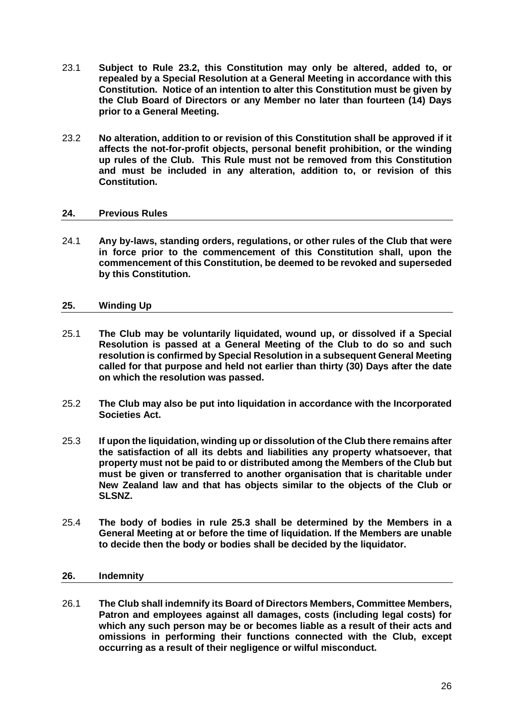23.1 **Subject to Rule 23.2, this Constitution may only be altered, added to, or repealed by a Special Resolution at a General Meeting in accordance with this Constitution. Notice of an intention to alter this Constitution must be given by the Club Board of Directors or any Member no later than fourteen (14) Days prior to a General Meeting.**

23.2 **No alteration, addition to or revision of this Constitution shall be approved if it affects the not-for-profit objects, personal benefit prohibition, or the winding up rules of the Club. This Rule must not be removed from this Constitution and must be included in any alteration, addition to, or revision of this Constitution.**

## 24. Previous Rules

24.1 **Any by-laws, standing orders, regulations, or other rules of the Club that were in force prior to the commencement of this Constitution shall, upon the commencement of this Constitution, be deemed to be revoked and superseded by this Constitution.**

## 25. Winding Up

25.1 **The Club may be voluntarily liquidated, wound up, or dissolved if a Special Resolution is passed at a General Meeting of the Club to do so and such resolution is confirmed by Special Resolution in a subsequent General Meeting called for that purpose and held not earlier than thirty (30) Days after the date on which the resolution was passed.**

25.2 **The Club may also be put into liquidation in accordance with the Incorporated Societies Act.**

25.3 **If upon the liquidation, winding up or dissolution of the Club there remains after the satisfaction of all its debts and liabilities any property whatsoever, that property must not be paid to or distributed among the Members of the Club but must be given or transferred to another organisation that is charitable under New Zealand law and that has objects similar to the objects of the Club or SLSNZ.**

25.4 **The body of bodies in rule 25.3 shall be determined by the Members in a General Meeting at or before the time of liquidation. If the Members are unable to decide then the body or bodies shall be decided by the liquidator.**

## 26. Indemnity

26.1 **The Club shall indemnify its Board of Directors Members, Committee Members, Patron and employees against all damages, costs (including legal costs) for which any such person may be or becomes liable as a result of their acts and omissions in performing their functions connected with the Club, except occurring as a result of their negligence or wilful misconduct.**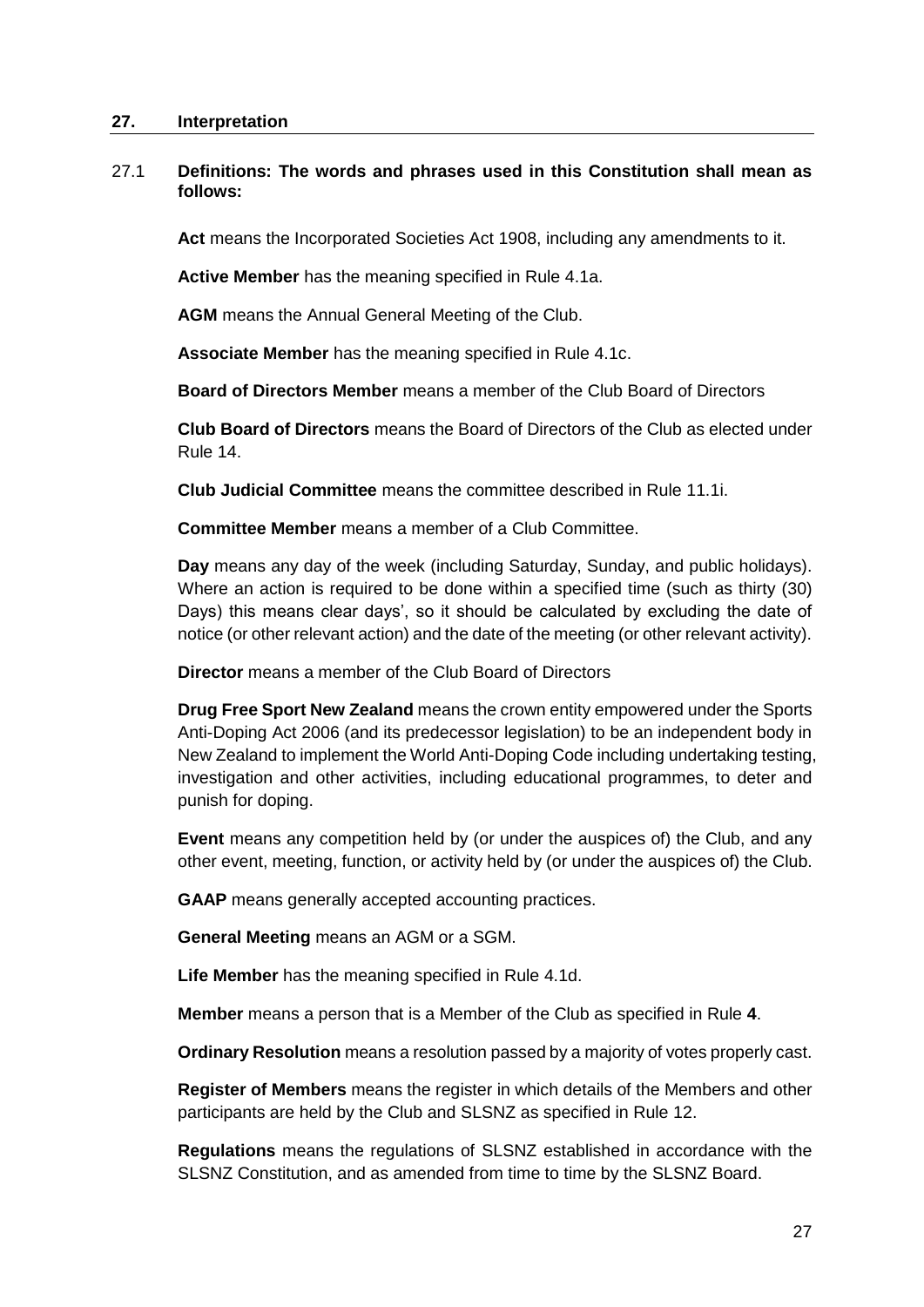## 27. Interpretation

27.1 **Definitions: The words and phrases used in this Constitution shall mean as follows:**

**Act** means the Incorporated Societies Act 1908, including any amendments to it.

**Active Member** has the meaning specified in Rule 4.1a.

**AGM** means the Annual General Meeting of the Club.

**Associate Member** has the meaning specified in Rule 4.1c.

**Board of Directors Member** means a member of the Club Board of Directors

**Club Board of Directors** means the Board of Directors of the Club as elected under Rule 14.

**Club Judicial Committee** means the committee described in Rule 11.1i.

**Committee Member** means a member of a Club Committee.

**Day** means any day of the week (including Saturday, Sunday, and public holidays). Where an action is required to be done within a specified time (such as thirty (30) Days) this means clear days', so it should be calculated by excluding the date of notice (or other relevant action) and the date of the meeting (or other relevant activity).

**Director** means a member of the Club Board of Directors

**Drug Free Sport New Zealand** means the crown entity empowered under the Sports Anti-Doping Act 2006 (and its predecessor legislation) to be an independent body in New Zealand to implement the World Anti-Doping Code including undertaking testing, investigation and other activities, including educational programmes, to deter and punish for doping.

**Event** means any competition held by (or under the auspices of) the Club, and any other event, meeting, function, or activity held by (or under the auspices of) the Club.

**GAAP** means generally accepted accounting practices.

**General Meeting** means an AGM or a SGM.

**Life Member** has the meaning specified in Rule 4.1d.

**Member** means a person that is a Member of the Club as specified in Rule **4**.

**Ordinary Resolution** means a resolution passed by a majority of votes properly cast.

**Register of Members** means the register in which details of the Members and other participants are held by the Club and SLSNZ as specified in Rule 12.

**Regulations** means the regulations of SLSNZ established in accordance with the SLSNZ Constitution, and as amended from time to time by the SLSNZ Board.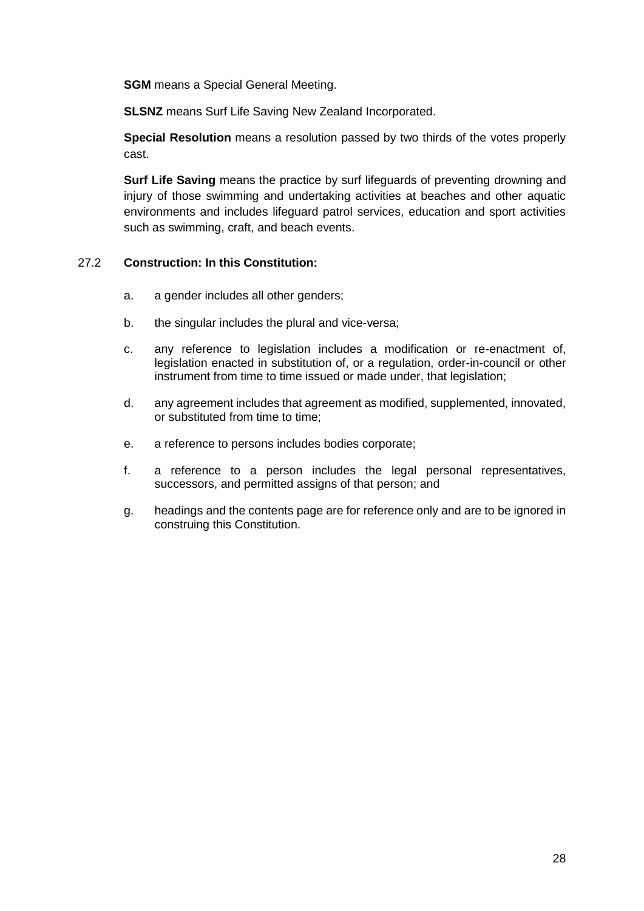**SGM** means a Special General Meeting.

**SLSNZ** means Surf Life Saving New Zealand Incorporated.

**Special Resolution** means a resolution passed by two thirds of the votes properly cast.

**Surf Life Saving** means the practice by surf lifeguards of preventing drowning and injury of those swimming and undertaking activities at beaches and other aquatic environments and includes lifeguard patrol services, education and sport activities such as swimming, craft, and beach events.

27.2 **Construction: In this Constitution:**

a. a gender includes all other genders;

b. the singular includes the plural and vice-versa;

c. any reference to legislation includes a modification or re-enactment of, legislation enacted in substitution of, or a regulation, order-in-council or other instrument from time to time issued or made under, that legislation;

d. any agreement includes that agreement as modified, supplemented, innovated, or substituted from time to time;

e. a reference to persons includes bodies corporate;

f. a reference to a person includes the legal personal representatives, successors, and permitted assigns of that person; and

g. headings and the contents page are for reference only and are to be ignored in construing this Constitution.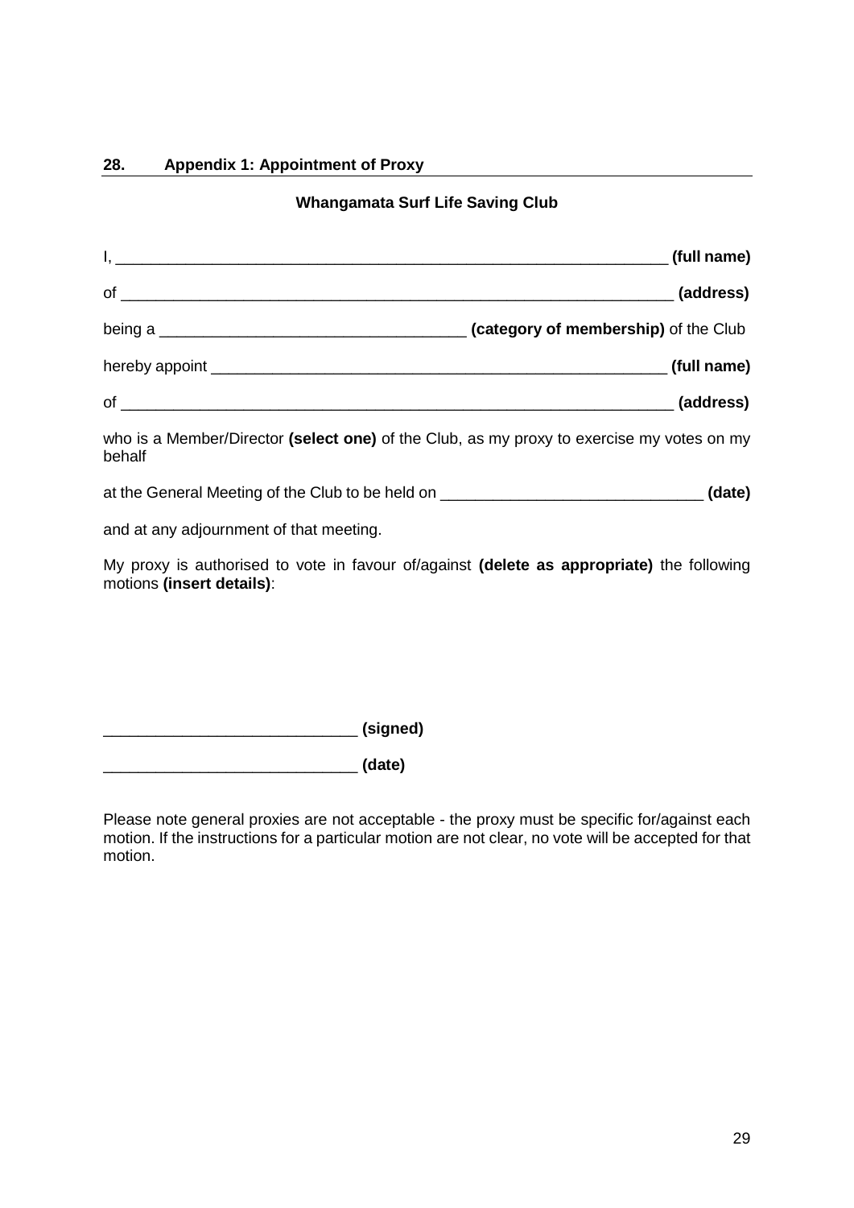## 28. Appendix 1: Appointment of Proxy

**Whangamata Surf Life Saving Club**

I, _______________________________________________________________ **(full name)**

of ______________________________________________________________ **(address)**

being a _________________________________ **(category of membership)** of the Club

hereby appoint ___________________________________________________ **(full name)**

of ______________________________________________________________ **(address)**

who is a Member/Director **(select one)** of the Club, as my proxy to exercise my votes on my behalf

at the General Meeting of the Club to be held on ____________________________ **(date)**

and at any adjournment of that meeting.

My proxy is authorised to vote in favour of/against **(delete as appropriate)** the following motions **(insert details)**:

____________________________ **(signed)**

____________________________ **(date)**

Please note general proxies are not acceptable - the proxy must be specific for/against each motion. If the instructions for a particular motion are not clear, no vote will be accepted for that motion.